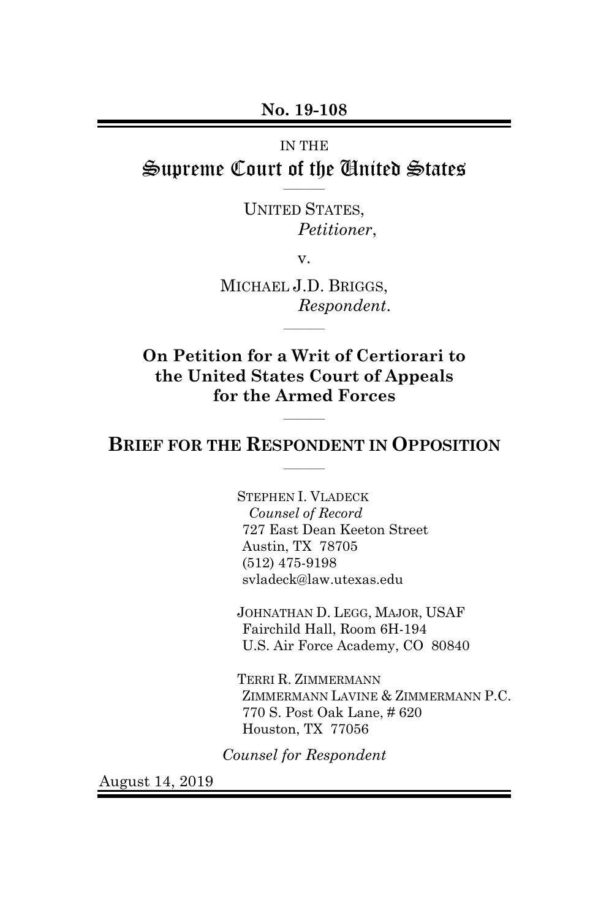No. 19-108

IN THE

# Supreme Court of the United States

UNITED STATES,
*Petitioner*,

v.

MICHAEL J.D. BRIGGS,
*Respondent*.

**On Petition for a Writ of Certiorari to the United States Court of Appeals for the Armed Forces**

## BRIEF FOR THE RESPONDENT IN OPPOSITION

STEPHEN I. VLADECK
*Counsel of Record*
727 East Dean Keeton Street
Austin, TX 78705
(512) 475-9198
svladeck@law.utexas.edu

JOHNATHAN D. LEGG, MAJOR, USAF
Fairchild Hall, Room 6H-194
U.S. Air Force Academy, CO 80840

TERRI R. ZIMMERMANN
ZIMMERMANN LAVINE & ZIMMERMANN P.C.
770 S. Post Oak Lane, # 620
Houston, TX 77056

*Counsel for Respondent*

August 14, 2019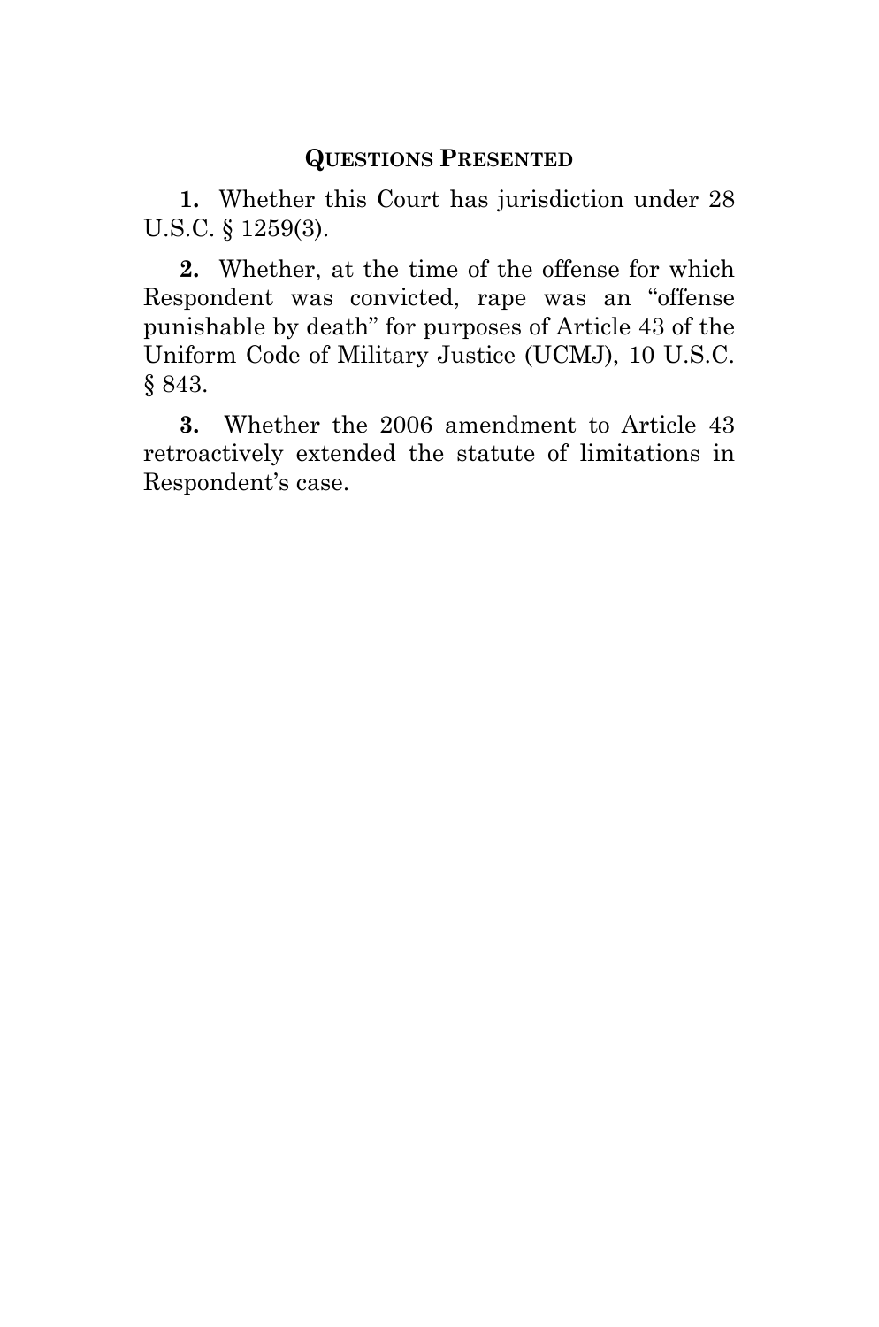## QUESTIONS PRESENTED

**1.** Whether this Court has jurisdiction under 28 U.S.C. § 1259(3).

**2.** Whether, at the time of the offense for which Respondent was convicted, rape was an "offense punishable by death" for purposes of Article 43 of the Uniform Code of Military Justice (UCMJ), 10 U.S.C. § 843.

**3.** Whether the 2006 amendment to Article 43 retroactively extended the statute of limitations in Respondent's case.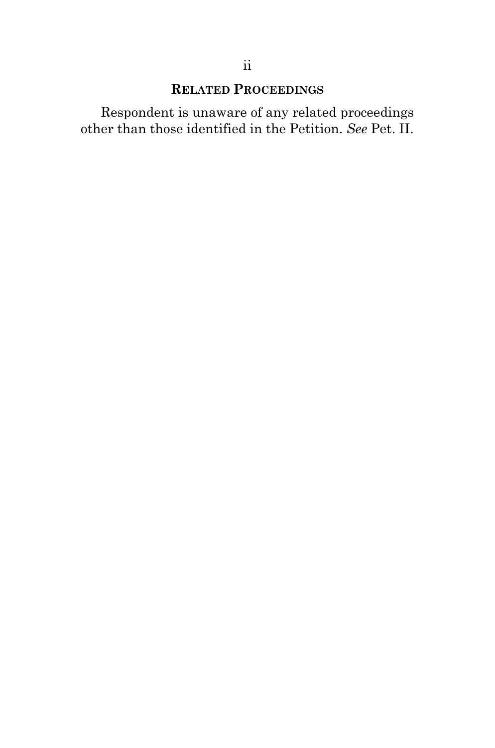## RELATED PROCEEDINGS

Respondent is unaware of any related proceedings other than those identified in the Petition. *See* Pet. II.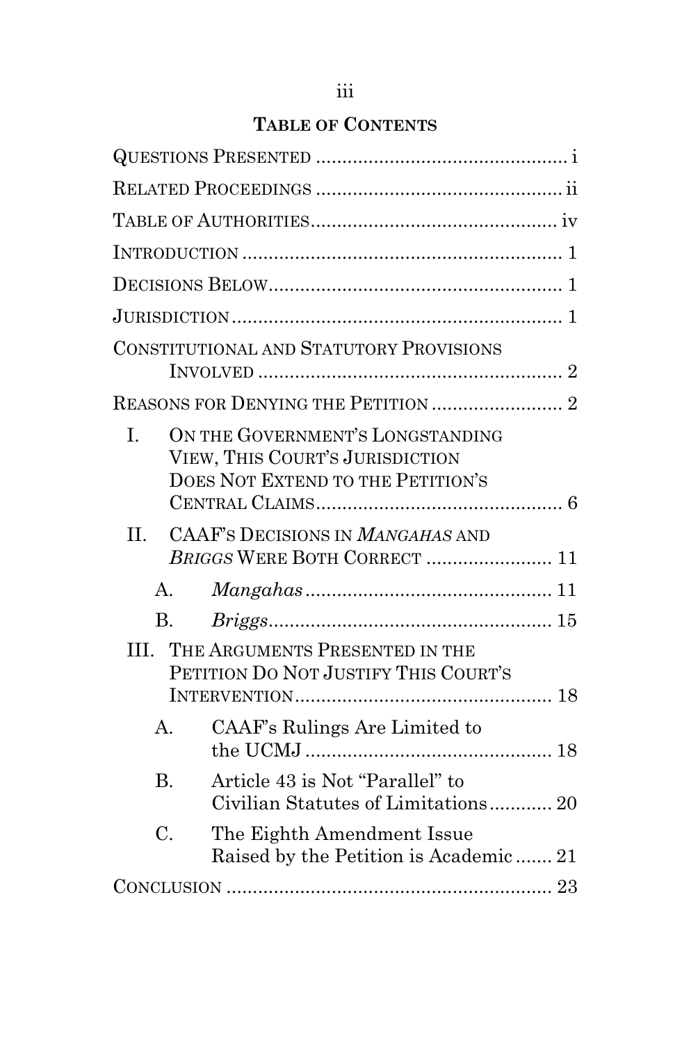## TABLE OF CONTENTS

QUESTIONS PRESENTED ................................................ i

RELATED PROCEEDINGS ............................................... ii

TABLE OF AUTHORITIES............................................... iv

INTRODUCTION ............................................................. 1

DECISIONS BELOW........................................................ 1

JURISDICTION............................................................... 1

CONSTITUTIONAL AND STATUTORY PROVISIONS INVOLVED .......................................................... 2

REASONS FOR DENYING THE PETITION ......................... 2

I. ON THE GOVERNMENT'S LONGSTANDING VIEW, THIS COURT'S JURISDICTION DOES NOT EXTEND TO THE PETITION'S CENTRAL CLAIMS............................................... 6

II. CAAF'S DECISIONS IN *MANGAHAS* AND *BRIGGS* WERE BOTH CORRECT ........................ 11

  A. *Mangahas*............................................... 11

  B. *Briggs*...................................................... 15

III. THE ARGUMENTS PRESENTED IN THE PETITION DO NOT JUSTIFY THIS COURT'S INTERVENTION................................................. 18

  A. CAAF's Rulings Are Limited to the UCMJ ............................................... 18

  B. Article 43 is Not "Parallel" to Civilian Statutes of Limitations............ 20

  C. The Eighth Amendment Issue Raised by the Petition is Academic ....... 21

CONCLUSION .............................................................. 23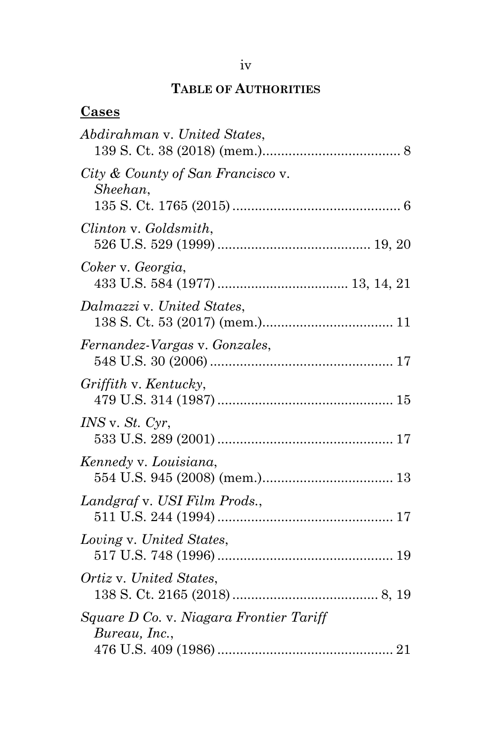## **TABLE OF AUTHORITIES**

**Cases**

*Abdirahman* v. *United States*,
139 S. Ct. 38 (2018) (mem.)..................................... 8

*City & County of San Francisco* v. *Sheehan*,
135 S. Ct. 1765 (2015) ............................................. 6

*Clinton* v. *Goldsmith*,
526 U.S. 529 (1999) ........................................ 19, 20

*Coker* v. *Georgia*,
433 U.S. 584 (1977) .................................. 13, 14, 21

*Dalmazzi* v. *United States*,
138 S. Ct. 53 (2017) (mem.).................................. 11

*Fernandez-Vargas* v. *Gonzales*,
548 U.S. 30 (2006) ................................................ 17

*Griffith* v. *Kentucky*,
479 U.S. 314 (1987) ............................................... 15

*INS* v. *St. Cyr*,
533 U.S. 289 (2001) ............................................... 17

*Kennedy* v. *Louisiana*,
554 U.S. 945 (2008) (mem.).................................. 13

*Landgraf* v. *USI Film Prods.*,
511 U.S. 244 (1994) ............................................... 17

*Loving* v. *United States*,
517 U.S. 748 (1996) ............................................... 19

*Ortiz* v. *United States*,
138 S. Ct. 2165 (2018) ....................................... 8, 19

*Square D Co.* v. *Niagara Frontier Tariff Bureau, Inc.*,
476 U.S. 409 (1986) ............................................... 21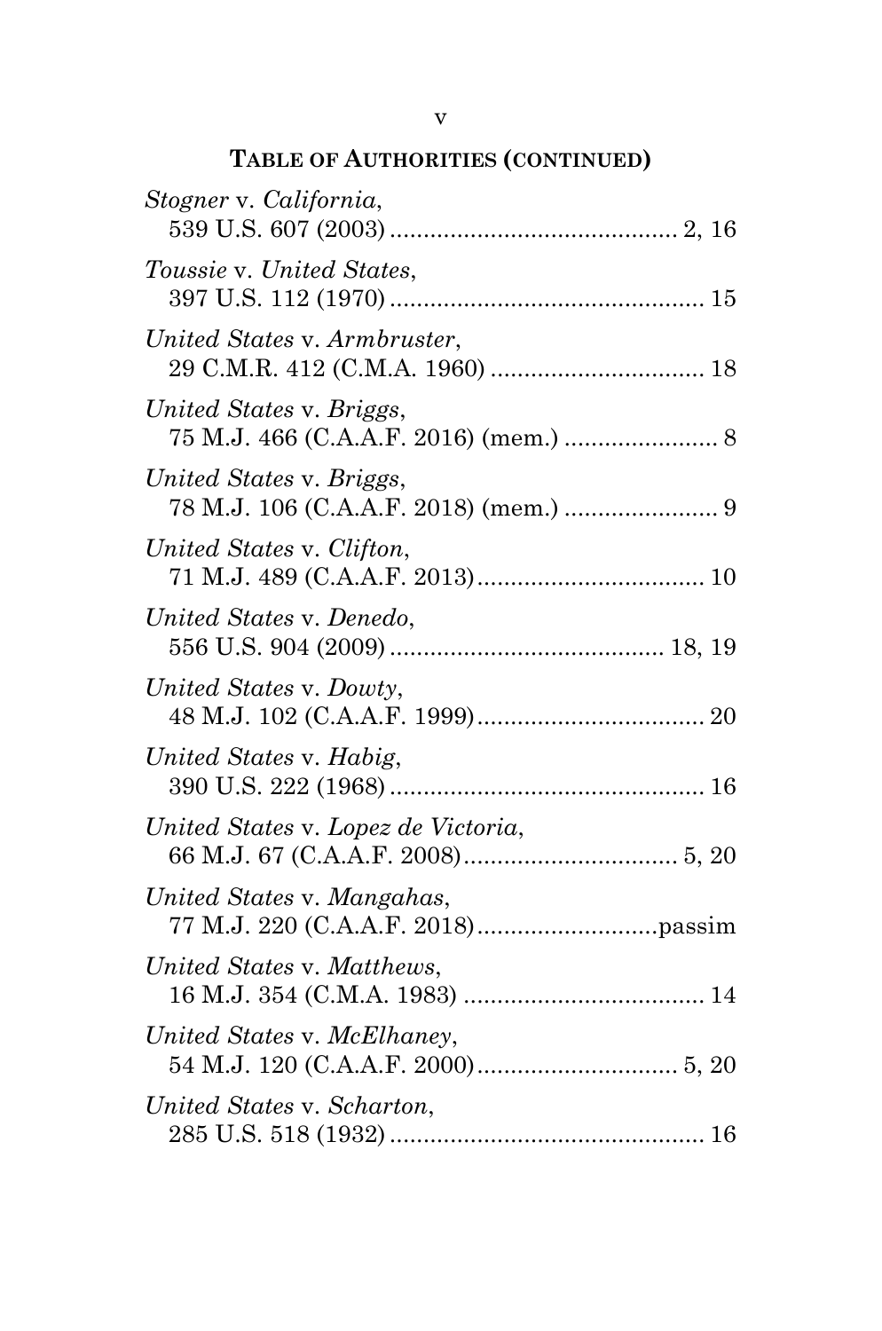## TABLE OF AUTHORITIES (CONTINUED)

*Stogner* v. *California*,
539 U.S. 607 (2003) .......................................... 2, 16

*Toussie* v. *United States*,
397 U.S. 112 (1970) .............................................. 15

*United States* v. *Armbruster*,
29 C.M.R. 412 (C.M.A. 1960) ................................ 18

*United States* v. *Briggs*,
75 M.J. 466 (C.A.A.F. 2016) (mem.) ....................... 8

*United States* v. *Briggs*,
78 M.J. 106 (C.A.A.F. 2018) (mem.) ....................... 9

*United States* v. *Clifton*,
71 M.J. 489 (C.A.A.F. 2013).................................. 10

*United States* v. *Denedo*,
556 U.S. 904 (2009) ........................................ 18, 19

*United States* v. *Dowty*,
48 M.J. 102 (C.A.A.F. 1999).................................. 20

*United States* v. *Habig*,
390 U.S. 222 (1968) ............................................... 16

*United States* v. *Lopez de Victoria*,
66 M.J. 67 (C.A.A.F. 2008)................................ 5, 20

*United States* v. *Mangahas*,
77 M.J. 220 (C.A.A.F. 2018)...........................passim

*United States* v. *Matthews*,
16 M.J. 354 (C.M.A. 1983) .................................... 14

*United States* v. *McElhaney*,
54 M.J. 120 (C.A.A.F. 2000).............................. 5, 20

*United States* v. *Scharton*,
285 U.S. 518 (1932) ............................................... 16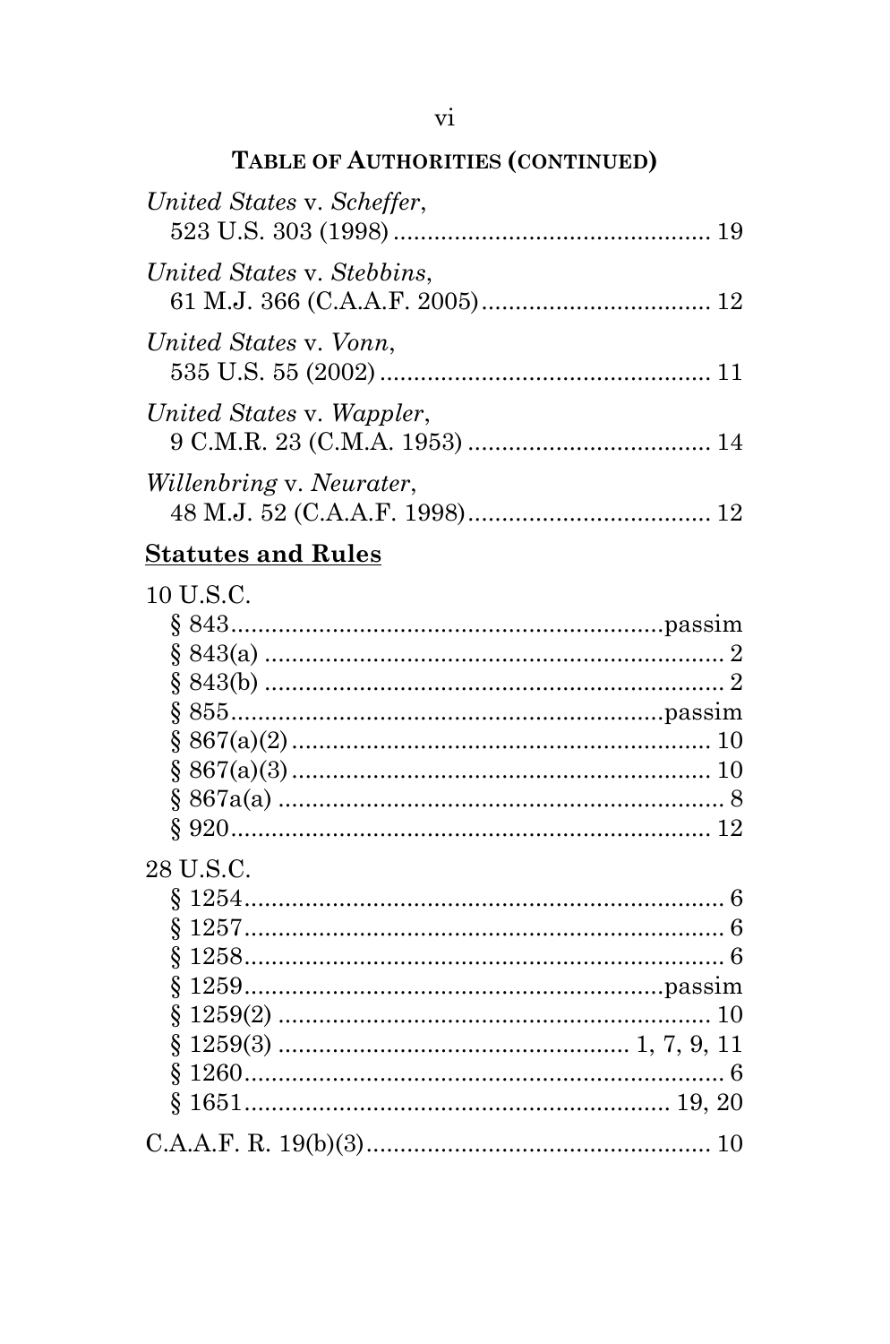**TABLE OF AUTHORITIES (CONTINUED)**

*United States* v. *Scheffer*,
523 U.S. 303 (1998) .............................................. 19

*United States* v. *Stebbins*,
61 M.J. 366 (C.A.A.F. 2005) .................................. 12

*United States* v. *Vonn*,
535 U.S. 55 (2002) ................................................ 11

*United States* v. *Wappler*,
9 C.M.R. 23 (C.M.A. 1953) .................................... 14

*Willenbring* v. *Neurater*,
48 M.J. 52 (C.A.A.F. 1998) .................................... 12

**Statutes and Rules**

10 U.S.C.
§ 843 ..............................................................passim
§ 843(a) .................................................................... 2
§ 843(b) .................................................................... 2
§ 855 ..............................................................passim
§ 867(a)(2) .............................................................. 10
§ 867(a)(3) .............................................................. 10
§ 867a(a) .................................................................. 8
§ 920 ...................................................................... 12

28 U.S.C.
§ 1254 ...................................................................... 6
§ 1257 ...................................................................... 6
§ 1258 ...................................................................... 6
§ 1259 ............................................................passim
§ 1259(2) ................................................................ 10
§ 1259(3) .................................................. 1, 7, 9, 11
§ 1260 ...................................................................... 6
§ 1651 ............................................................ 19, 20

C.A.A.F. R. 19(b)(3) .................................................. 10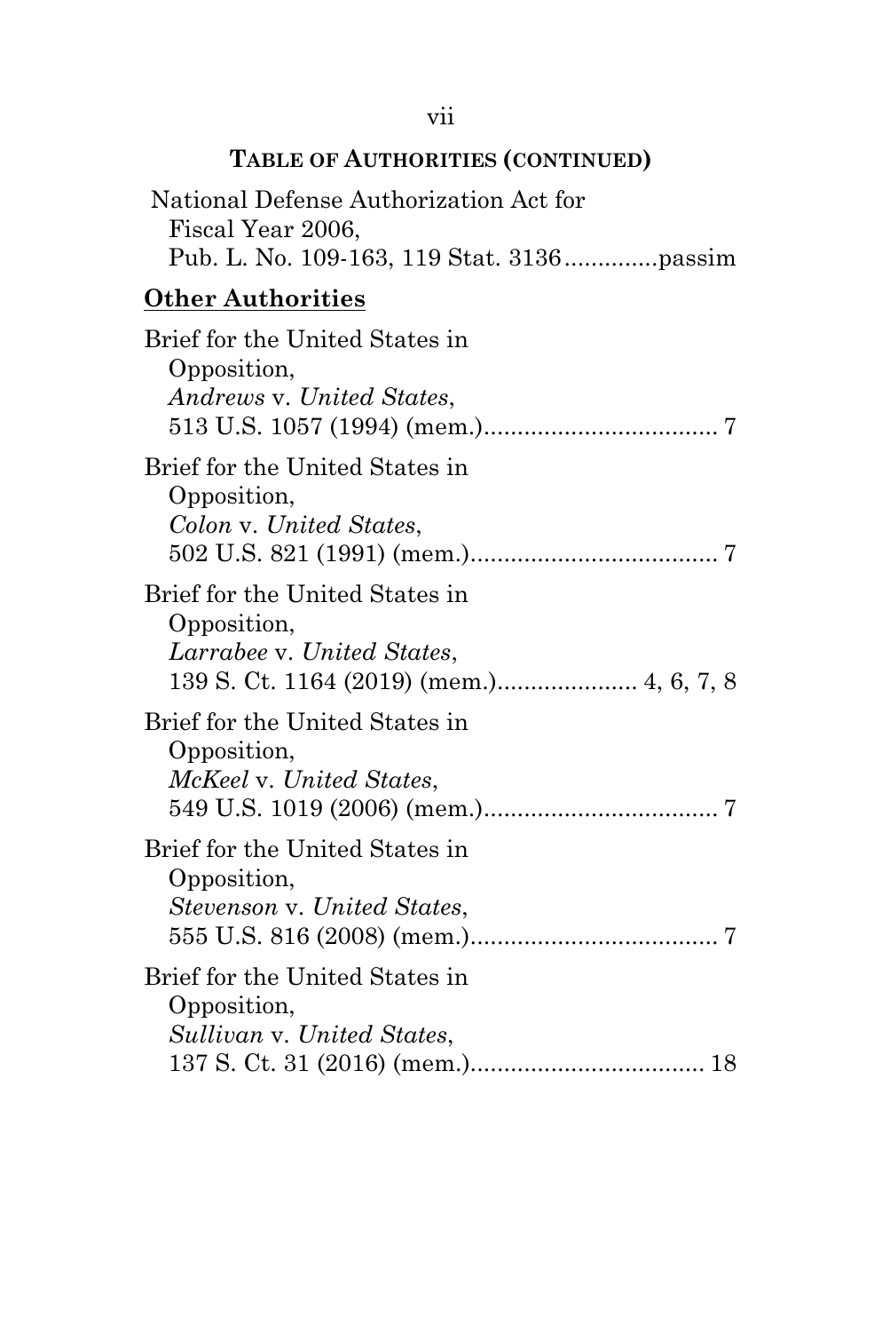**TABLE OF AUTHORITIES (CONTINUED)**

National Defense Authorization Act for Fiscal Year 2006, Pub. L. No. 109-163, 119 Stat. 3136..............passim

**Other Authorities**

Brief for the United States in Opposition, *Andrews* v. *United States*, 513 U.S. 1057 (1994) (mem.)................................... 7

Brief for the United States in Opposition, *Colon* v. *United States*, 502 U.S. 821 (1991) (mem.)..................................... 7

Brief for the United States in Opposition, *Larrabee* v. *United States*, 139 S. Ct. 1164 (2019) (mem.)..................... 4, 6, 7, 8

Brief for the United States in Opposition, *McKeel* v. *United States*, 549 U.S. 1019 (2006) (mem.)................................... 7

Brief for the United States in Opposition, *Stevenson* v. *United States*, 555 U.S. 816 (2008) (mem.)..................................... 7

Brief for the United States in Opposition, *Sullivan* v. *United States*, 137 S. Ct. 31 (2016) (mem.)................................... 18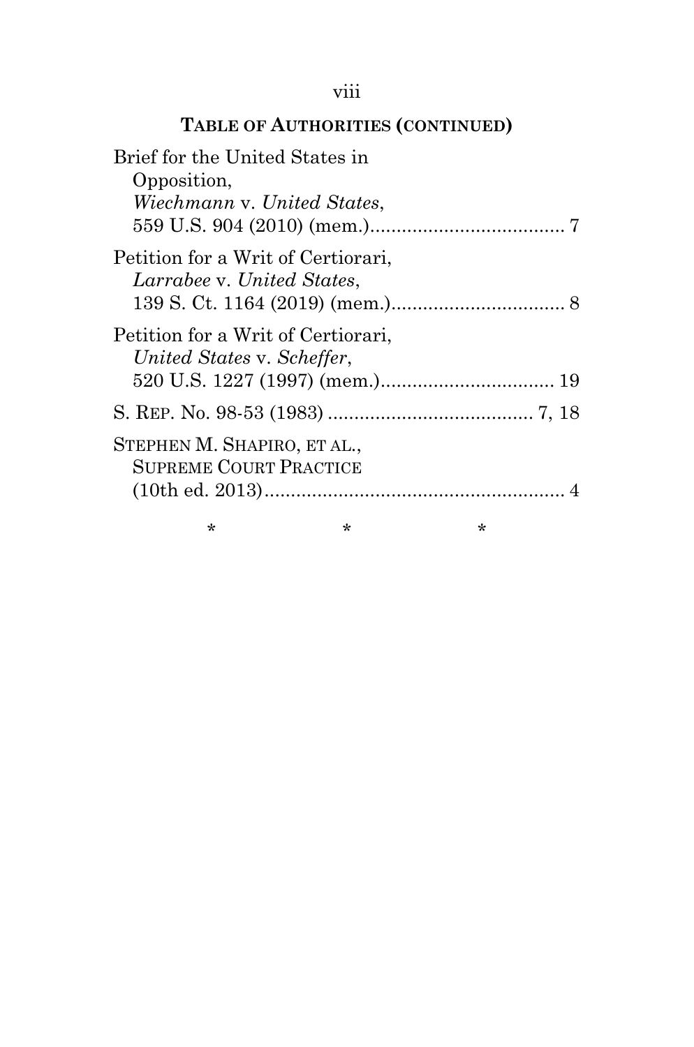## TABLE OF AUTHORITIES (CONTINUED)

Brief for the United States in Opposition, *Wiechmann* v. *United States*, 559 U.S. 904 (2010) (mem.)..................................... 7

Petition for a Writ of Certiorari, *Larrabee* v. *United States*, 139 S. Ct. 1164 (2019) (mem.)................................. 8

Petition for a Writ of Certiorari, *United States* v. *Scheffer*, 520 U.S. 1227 (1997) (mem.)................................. 19

S. REP. No. 98-53 (1983) ....................................... 7, 18

STEPHEN M. SHAPIRO, ET AL., SUPREME COURT PRACTICE (10th ed. 2013)......................................................... 4

\* \* \*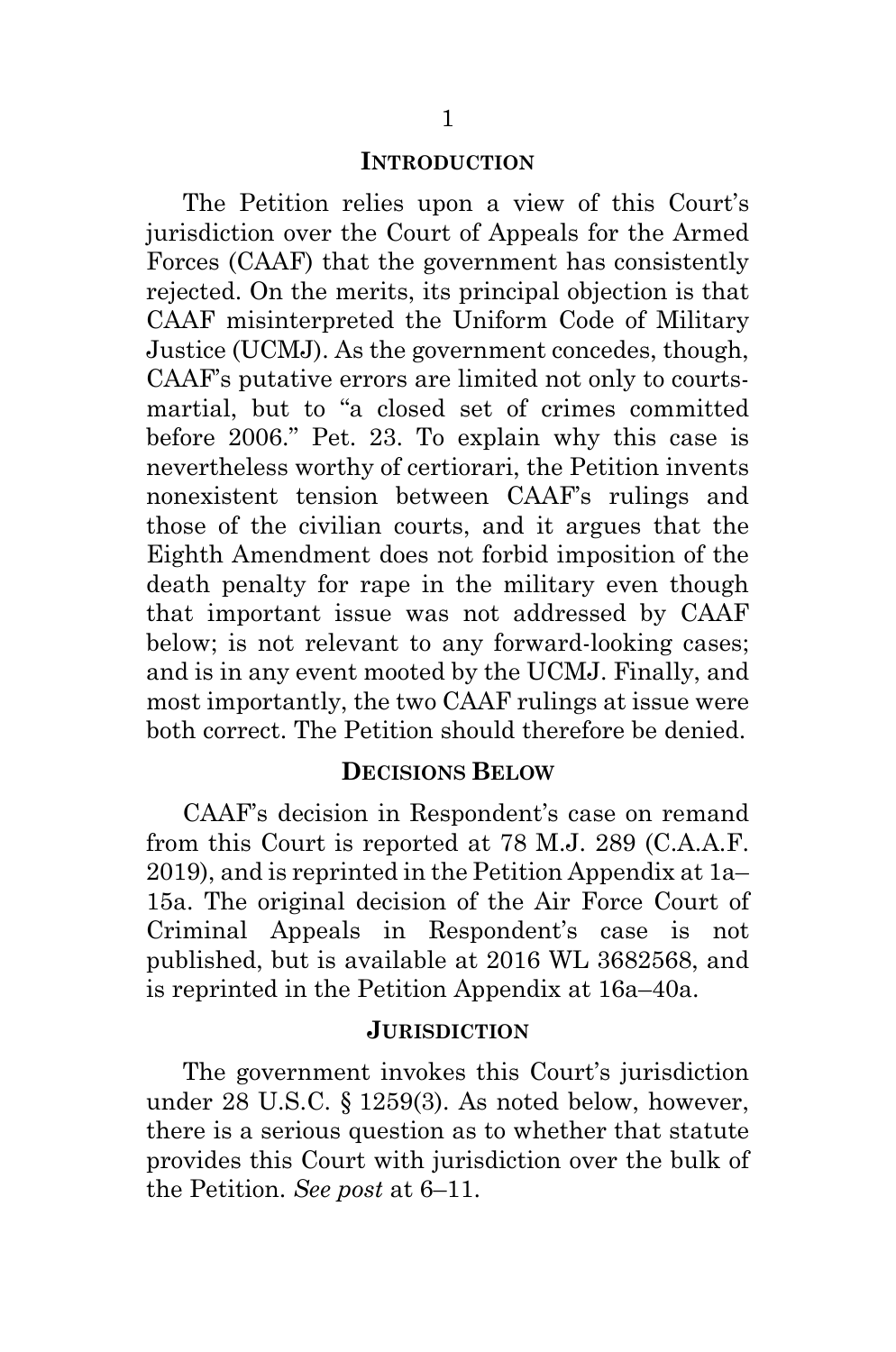## INTRODUCTION

The Petition relies upon a view of this Court's jurisdiction over the Court of Appeals for the Armed Forces (CAAF) that the government has consistently rejected. On the merits, its principal objection is that CAAF misinterpreted the Uniform Code of Military Justice (UCMJ). As the government concedes, though, CAAF's putative errors are limited not only to courts-martial, but to "a closed set of crimes committed before 2006." Pet. 23. To explain why this case is nevertheless worthy of certiorari, the Petition invents nonexistent tension between CAAF's rulings and those of the civilian courts, and it argues that the Eighth Amendment does not forbid imposition of the death penalty for rape in the military even though that important issue was not addressed by CAAF below; is not relevant to any forward-looking cases; and is in any event mooted by the UCMJ. Finally, and most importantly, the two CAAF rulings at issue were both correct. The Petition should therefore be denied.

## DECISIONS BELOW

CAAF's decision in Respondent's case on remand from this Court is reported at 78 M.J. 289 (C.A.A.F. 2019), and is reprinted in the Petition Appendix at 1a–15a. The original decision of the Air Force Court of Criminal Appeals in Respondent's case is not published, but is available at 2016 WL 3682568, and is reprinted in the Petition Appendix at 16a–40a.

## JURISDICTION

The government invokes this Court's jurisdiction under 28 U.S.C. § 1259(3). As noted below, however, there is a serious question as to whether that statute provides this Court with jurisdiction over the bulk of the Petition. *See post* at 6–11.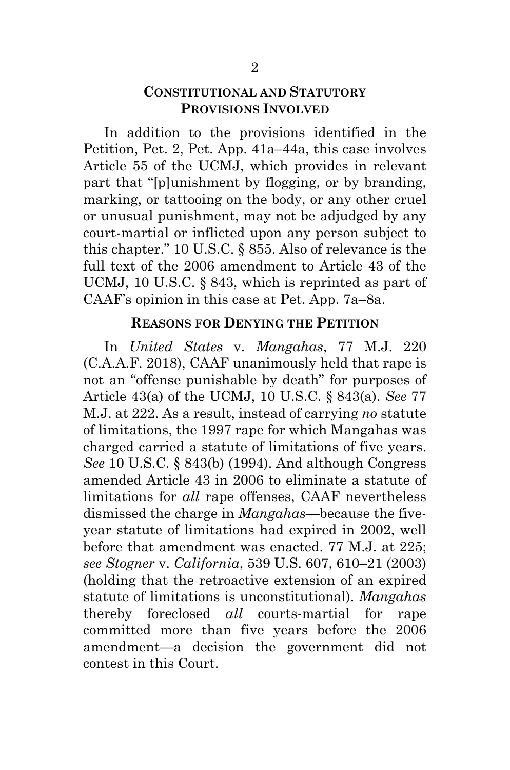## Constitutional and Statutory Provisions Involved

In addition to the provisions identified in the Petition, Pet. 2, Pet. App. 41a–44a, this case involves Article 55 of the UCMJ, which provides in relevant part that "[p]unishment by flogging, or by branding, marking, or tattooing on the body, or any other cruel or unusual punishment, may not be adjudged by any court-martial or inflicted upon any person subject to this chapter." 10 U.S.C. § 855. Also of relevance is the full text of the 2006 amendment to Article 43 of the UCMJ, 10 U.S.C. § 843, which is reprinted as part of CAAF's opinion in this case at Pet. App. 7a–8a.

## Reasons for Denying the Petition

In *United States* v. *Mangahas*, 77 M.J. 220 (C.A.A.F. 2018), CAAF unanimously held that rape is not an "offense punishable by death" for purposes of Article 43(a) of the UCMJ, 10 U.S.C. § 843(a). *See* 77 M.J. at 222. As a result, instead of carrying *no* statute of limitations, the 1997 rape for which Mangahas was charged carried a statute of limitations of five years. *See* 10 U.S.C. § 843(b) (1994). And although Congress amended Article 43 in 2006 to eliminate a statute of limitations for *all* rape offenses, CAAF nevertheless dismissed the charge in *Mangahas*—because the five-year statute of limitations had expired in 2002, well before that amendment was enacted. 77 M.J. at 225; *see Stogner* v. *California*, 539 U.S. 607, 610–21 (2003) (holding that the retroactive extension of an expired statute of limitations is unconstitutional). *Mangahas* thereby foreclosed *all* courts-martial for rape committed more than five years before the 2006 amendment—a decision the government did not contest in this Court.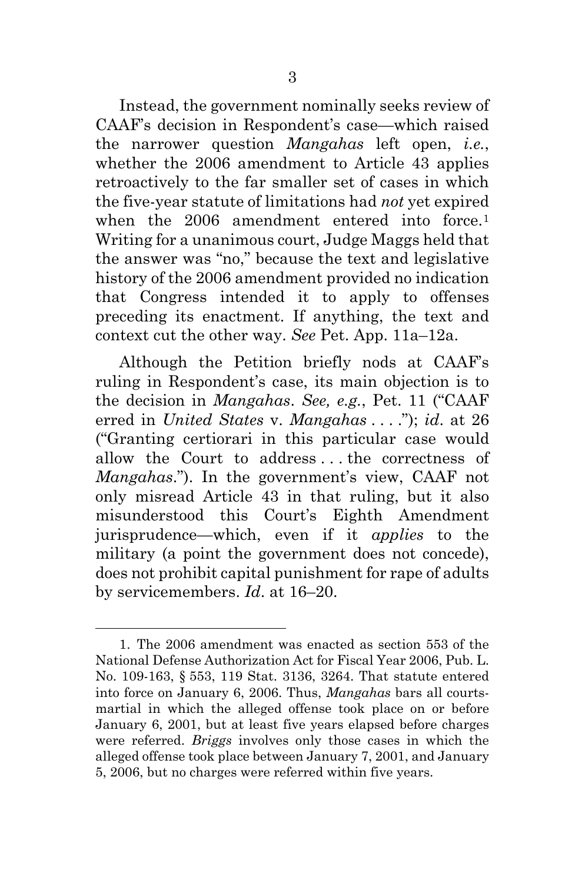Instead, the government nominally seeks review of CAAF's decision in Respondent's case—which raised the narrower question *Mangahas* left open, *i.e.*, whether the 2006 amendment to Article 43 applies retroactively to the far smaller set of cases in which the five-year statute of limitations had *not* yet expired when the 2006 amendment entered into force.[1] Writing for a unanimous court, Judge Maggs held that the answer was "no," because the text and legislative history of the 2006 amendment provided no indication that Congress intended it to apply to offenses preceding its enactment. If anything, the text and context cut the other way. *See* Pet. App. 11a–12a.

Although the Petition briefly nods at CAAF's ruling in Respondent's case, its main objection is to the decision in *Mangahas*. *See, e.g.*, Pet. 11 ("CAAF erred in *United States* v. *Mangahas* . . . ."); *id*. at 26 ("Granting certiorari in this particular case would allow the Court to address . . . the correctness of *Mangahas*."). In the government's view, CAAF not only misread Article 43 in that ruling, but it also misunderstood this Court's Eighth Amendment jurisprudence—which, even if it *applies* to the military (a point the government does not concede), does not prohibit capital punishment for rape of adults by servicemembers. *Id*. at 16–20.

---

1. The 2006 amendment was enacted as section 553 of the National Defense Authorization Act for Fiscal Year 2006, Pub. L. No. 109-163, § 553, 119 Stat. 3136, 3264. That statute entered into force on January 6, 2006. Thus, *Mangahas* bars all courts-martial in which the alleged offense took place on or before January 6, 2001, but at least five years elapsed before charges were referred. *Briggs* involves only those cases in which the alleged offense took place between January 7, 2001, and January 5, 2006, but no charges were referred within five years.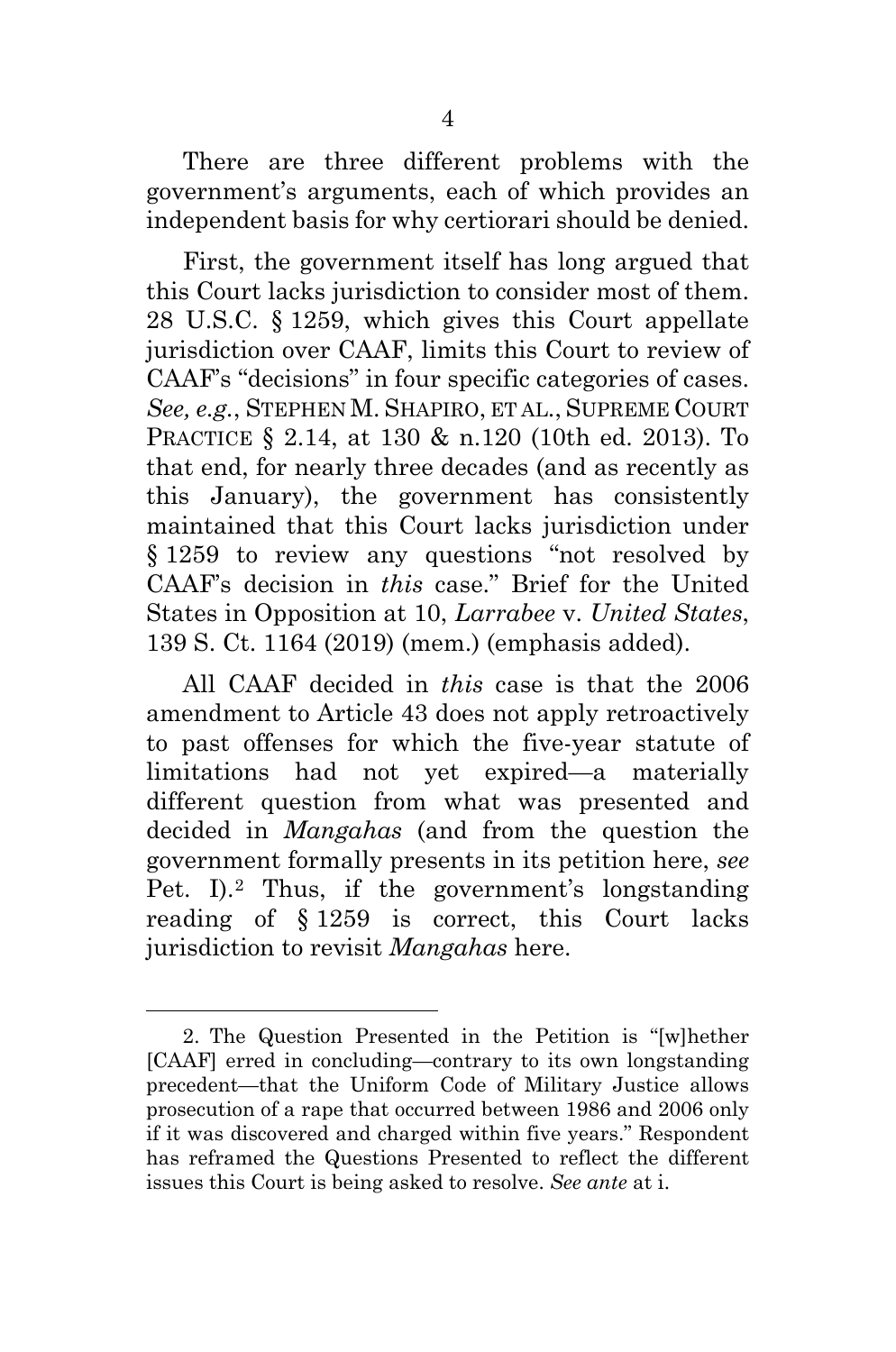There are three different problems with the government's arguments, each of which provides an independent basis for why certiorari should be denied.

First, the government itself has long argued that this Court lacks jurisdiction to consider most of them. 28 U.S.C. § 1259, which gives this Court appellate jurisdiction over CAAF, limits this Court to review of CAAF's "decisions" in four specific categories of cases. *See, e.g.*, STEPHEN M. SHAPIRO, ET AL., SUPREME COURT PRACTICE § 2.14, at 130 & n.120 (10th ed. 2013). To that end, for nearly three decades (and as recently as this January), the government has consistently maintained that this Court lacks jurisdiction under § 1259 to review any questions "not resolved by CAAF's decision in *this* case." Brief for the United States in Opposition at 10, *Larrabee* v. *United States*, 139 S. Ct. 1164 (2019) (mem.) (emphasis added).

All CAAF decided in *this* case is that the 2006 amendment to Article 43 does not apply retroactively to past offenses for which the five-year statute of limitations had not yet expired—a materially different question from what was presented and decided in *Mangahas* (and from the question the government formally presents in its petition here, *see* Pet. I).[2] Thus, if the government's longstanding reading of § 1259 is correct, this Court lacks jurisdiction to revisit *Mangahas* here.

---

2. The Question Presented in the Petition is "[w]hether [CAAF] erred in concluding—contrary to its own longstanding precedent—that the Uniform Code of Military Justice allows prosecution of a rape that occurred between 1986 and 2006 only if it was discovered and charged within five years." Respondent has reframed the Questions Presented to reflect the different issues this Court is being asked to resolve. *See ante* at i.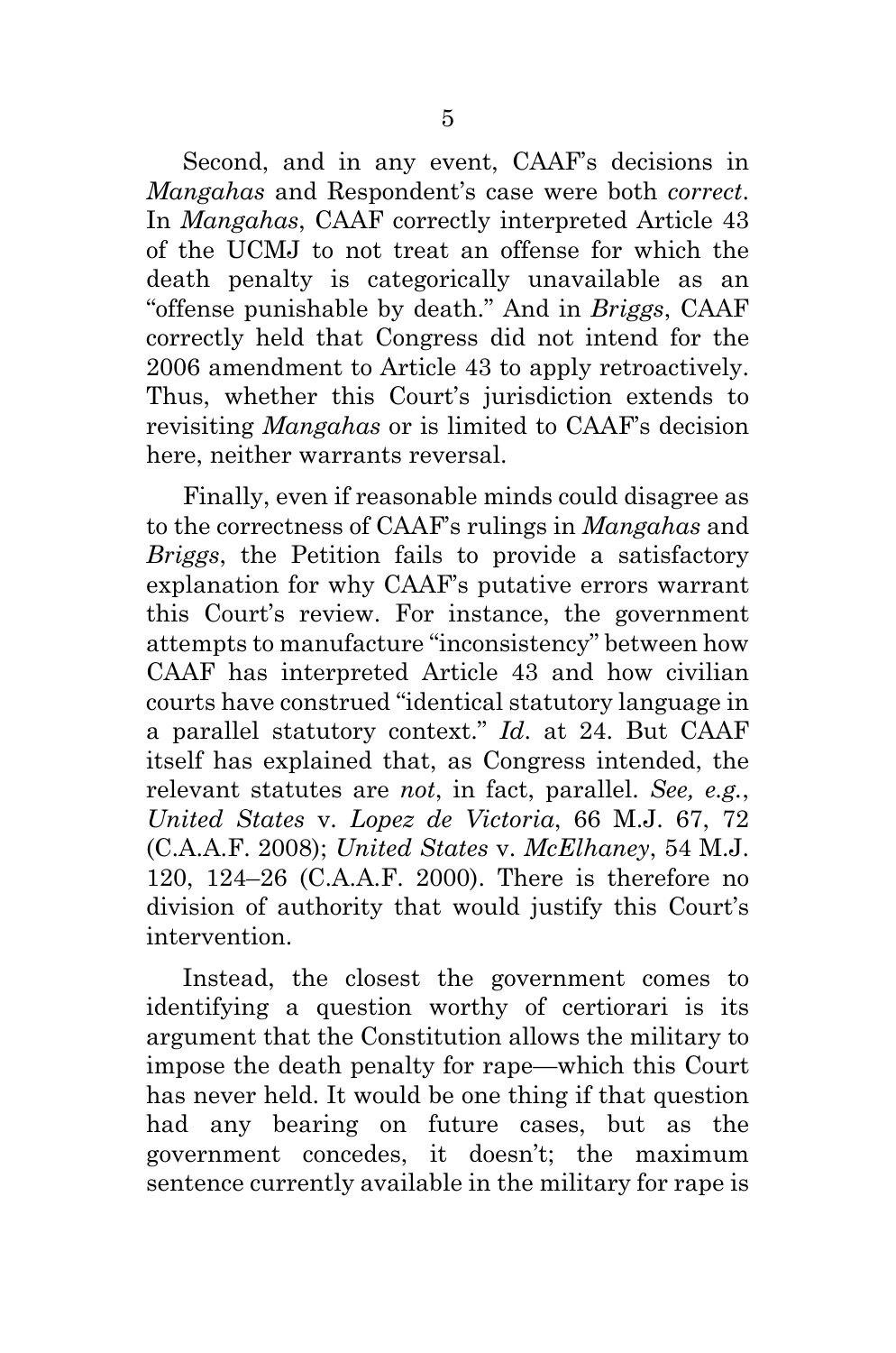Second, and in any event, CAAF's decisions in *Mangahas* and Respondent's case were both *correct*. In *Mangahas*, CAAF correctly interpreted Article 43 of the UCMJ to not treat an offense for which the death penalty is categorically unavailable as an "offense punishable by death." And in *Briggs*, CAAF correctly held that Congress did not intend for the 2006 amendment to Article 43 to apply retroactively. Thus, whether this Court's jurisdiction extends to revisiting *Mangahas* or is limited to CAAF's decision here, neither warrants reversal.

Finally, even if reasonable minds could disagree as to the correctness of CAAF's rulings in *Mangahas* and *Briggs*, the Petition fails to provide a satisfactory explanation for why CAAF's putative errors warrant this Court's review. For instance, the government attempts to manufacture "inconsistency" between how CAAF has interpreted Article 43 and how civilian courts have construed "identical statutory language in a parallel statutory context." *Id.* at 24. But CAAF itself has explained that, as Congress intended, the relevant statutes are *not*, in fact, parallel. *See, e.g.*, *United States* v. *Lopez de Victoria*, 66 M.J. 67, 72 (C.A.A.F. 2008); *United States* v. *McElhaney*, 54 M.J. 120, 124–26 (C.A.A.F. 2000). There is therefore no division of authority that would justify this Court's intervention.

Instead, the closest the government comes to identifying a question worthy of certiorari is its argument that the Constitution allows the military to impose the death penalty for rape—which this Court has never held. It would be one thing if that question had any bearing on future cases, but as the government concedes, it doesn't; the maximum sentence currently available in the military for rape is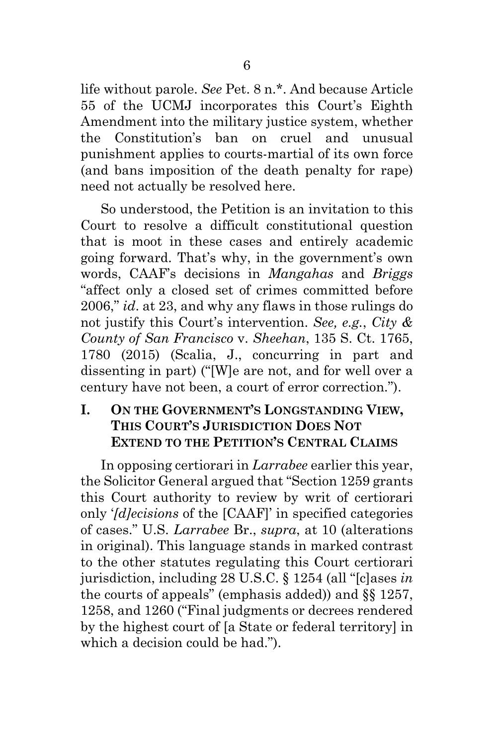life without parole. *See* Pet. 8 n.*. And because Article 55 of the UCMJ incorporates this Court's Eighth Amendment into the military justice system, whether the Constitution's ban on cruel and unusual punishment applies to courts-martial of its own force (and bans imposition of the death penalty for rape) need not actually be resolved here.

So understood, the Petition is an invitation to this Court to resolve a difficult constitutional question that is moot in these cases and entirely academic going forward. That's why, in the government's own words, CAAF's decisions in *Mangahas* and *Briggs* "affect only a closed set of crimes committed before 2006," *id*. at 23, and why any flaws in those rulings do not justify this Court's intervention. *See, e.g.*, *City & County of San Francisco* v. *Sheehan*, 135 S. Ct. 1765, 1780 (2015) (Scalia, J., concurring in part and dissenting in part) ("[W]e are not, and for well over a century have not been, a court of error correction.").

## I. ON THE GOVERNMENT'S LONGSTANDING VIEW, THIS COURT'S JURISDICTION DOES NOT EXTEND TO THE PETITION'S CENTRAL CLAIMS

In opposing certiorari in *Larrabee* earlier this year, the Solicitor General argued that "Section 1259 grants this Court authority to review by writ of certiorari only '*[d]ecisions* of the [CAAF]' in specified categories of cases." U.S. *Larrabee* Br., *supra*, at 10 (alterations in original). This language stands in marked contrast to the other statutes regulating this Court certiorari jurisdiction, including 28 U.S.C. § 1254 (all "[c]ases *in* the courts of appeals" (emphasis added)) and §§ 1257, 1258, and 1260 ("Final judgments or decrees rendered by the highest court of [a State or federal territory] in which a decision could be had.").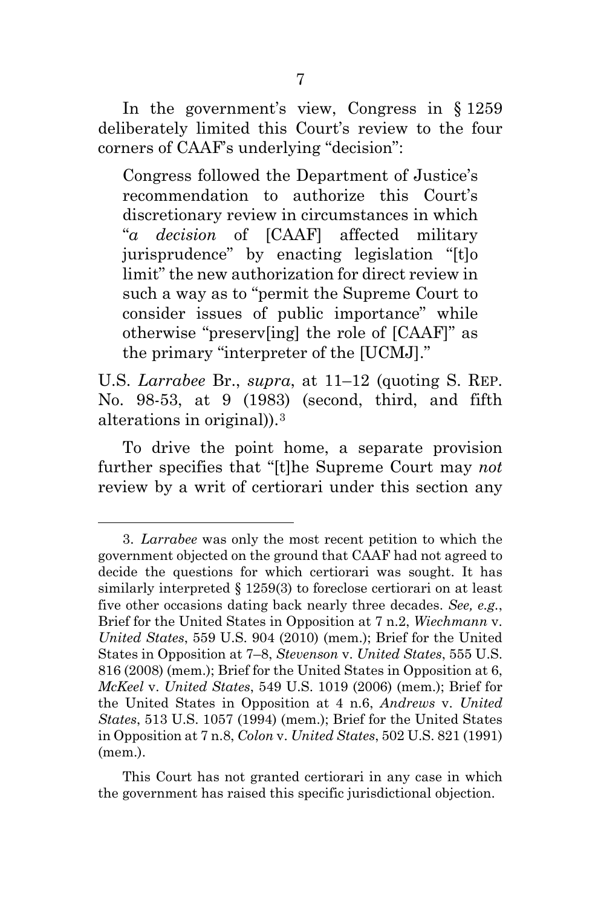In the government's view, Congress in § 1259 deliberately limited this Court's review to the four corners of CAAF's underlying "decision":

> Congress followed the Department of Justice's recommendation to authorize this Court's discretionary review in circumstances in which "*a decision* of [CAAF] affected military jurisprudence" by enacting legislation "[t]o limit" the new authorization for direct review in such a way as to "permit the Supreme Court to consider issues of public importance" while otherwise "preserv[ing] the role of [CAAF]" as the primary "interpreter of the [UCMJ]."

U.S. *Larrabee* Br., *supra*, at 11–12 (quoting S. REP. No. 98-53, at 9 (1983) (second, third, and fifth alterations in original)).[3]

To drive the point home, a separate provision further specifies that "[t]he Supreme Court may *not* review by a writ of certiorari under this section any

---

3. *Larrabee* was only the most recent petition to which the government objected on the ground that CAAF had not agreed to decide the questions for which certiorari was sought. It has similarly interpreted § 1259(3) to foreclose certiorari on at least five other occasions dating back nearly three decades. *See, e.g.*, Brief for the United States in Opposition at 7 n.2, *Wiechmann* v. *United States*, 559 U.S. 904 (2010) (mem.); Brief for the United States in Opposition at 7–8, *Stevenson* v. *United States*, 555 U.S. 816 (2008) (mem.); Brief for the United States in Opposition at 6, *McKeel* v. *United States*, 549 U.S. 1019 (2006) (mem.); Brief for the United States in Opposition at 4 n.6, *Andrews* v. *United States*, 513 U.S. 1057 (1994) (mem.); Brief for the United States in Opposition at 7 n.8, *Colon* v. *United States*, 502 U.S. 821 (1991) (mem.).

This Court has not granted certiorari in any case in which the government has raised this specific jurisdictional objection.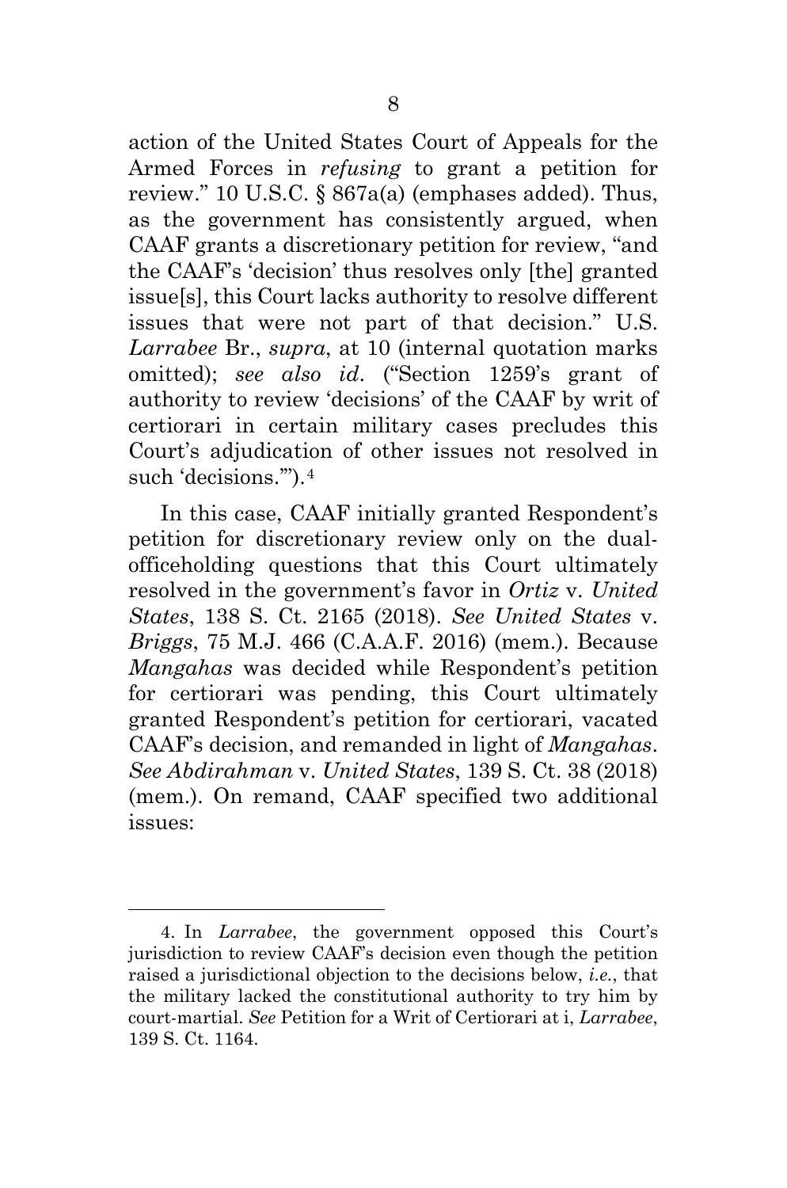action of the United States Court of Appeals for the Armed Forces in *refusing* to grant a petition for review." 10 U.S.C. § 867a(a) (emphases added). Thus, as the government has consistently argued, when CAAF grants a discretionary petition for review, "and the CAAF's 'decision' thus resolves only [the] granted issue[s], this Court lacks authority to resolve different issues that were not part of that decision." U.S. *Larrabee* Br., *supra*, at 10 (internal quotation marks omitted); *see also id*. ("Section 1259's grant of authority to review 'decisions' of the CAAF by writ of certiorari in certain military cases precludes this Court's adjudication of other issues not resolved in such 'decisions.'").[4]

In this case, CAAF initially granted Respondent's petition for discretionary review only on the dual-officeholding questions that this Court ultimately resolved in the government's favor in *Ortiz* v. *United States*, 138 S. Ct. 2165 (2018). *See United States* v. *Briggs*, 75 M.J. 466 (C.A.A.F. 2016) (mem.). Because *Mangahas* was decided while Respondent's petition for certiorari was pending, this Court ultimately granted Respondent's petition for certiorari, vacated CAAF's decision, and remanded in light of *Mangahas*. *See Abdirahman* v. *United States*, 139 S. Ct. 38 (2018) (mem.). On remand, CAAF specified two additional issues:

---

4. In *Larrabee*, the government opposed this Court's jurisdiction to review CAAF's decision even though the petition raised a jurisdictional objection to the decisions below, *i.e.*, that the military lacked the constitutional authority to try him by court-martial. *See* Petition for a Writ of Certiorari at i, *Larrabee*, 139 S. Ct. 1164.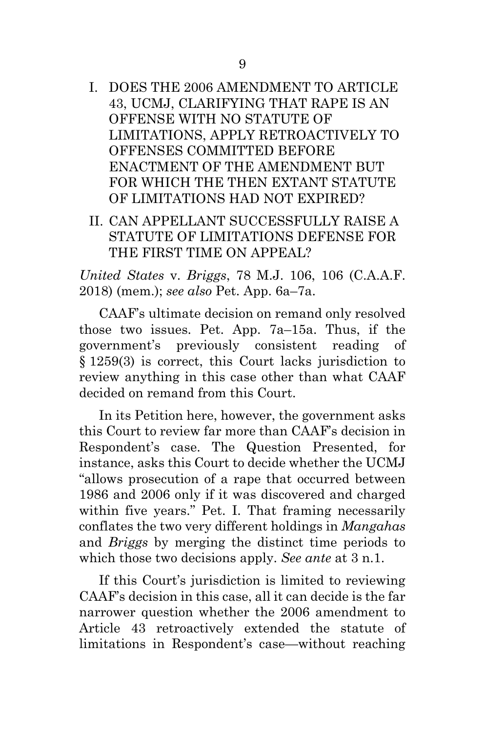I. DOES THE 2006 AMENDMENT TO ARTICLE 43, UCMJ, CLARIFYING THAT RAPE IS AN OFFENSE WITH NO STATUTE OF LIMITATIONS, APPLY RETROACTIVELY TO OFFENSES COMMITTED BEFORE ENACTMENT OF THE AMENDMENT BUT FOR WHICH THE THEN EXTANT STATUTE OF LIMITATIONS HAD NOT EXPIRED?

II. CAN APPELLANT SUCCESSFULLY RAISE A STATUTE OF LIMITATIONS DEFENSE FOR THE FIRST TIME ON APPEAL?

*United States* v. *Briggs*, 78 M.J. 106, 106 (C.A.A.F. 2018) (mem.); *see also* Pet. App. 6a–7a.

CAAF's ultimate decision on remand only resolved those two issues. Pet. App. 7a–15a. Thus, if the government's previously consistent reading of § 1259(3) is correct, this Court lacks jurisdiction to review anything in this case other than what CAAF decided on remand from this Court.

In its Petition here, however, the government asks this Court to review far more than CAAF's decision in Respondent's case. The Question Presented, for instance, asks this Court to decide whether the UCMJ "allows prosecution of a rape that occurred between 1986 and 2006 only if it was discovered and charged within five years." Pet. I. That framing necessarily conflates the two very different holdings in *Mangahas* and *Briggs* by merging the distinct time periods to which those two decisions apply. *See ante* at 3 n.1.

If this Court's jurisdiction is limited to reviewing CAAF's decision in this case, all it can decide is the far narrower question whether the 2006 amendment to Article 43 retroactively extended the statute of limitations in Respondent's case—without reaching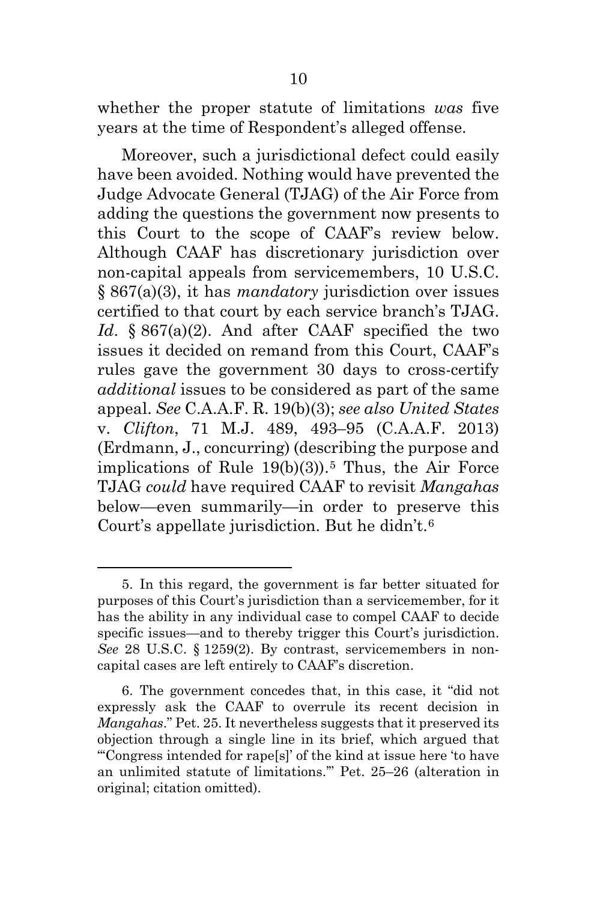whether the proper statute of limitations *was* five years at the time of Respondent's alleged offense.

Moreover, such a jurisdictional defect could easily have been avoided. Nothing would have prevented the Judge Advocate General (TJAG) of the Air Force from adding the questions the government now presents to this Court to the scope of CAAF's review below. Although CAAF has discretionary jurisdiction over non-capital appeals from servicemembers, 10 U.S.C. § 867(a)(3), it has *mandatory* jurisdiction over issues certified to that court by each service branch's TJAG. *Id*. § 867(a)(2). And after CAAF specified the two issues it decided on remand from this Court, CAAF's rules gave the government 30 days to cross-certify *additional* issues to be considered as part of the same appeal. *See* C.A.A.F. R. 19(b)(3); *see also United States* v. *Clifton*, 71 M.J. 489, 493–95 (C.A.A.F. 2013) (Erdmann, J., concurring) (describing the purpose and implications of Rule 19(b)(3)).[5] Thus, the Air Force TJAG *could* have required CAAF to revisit *Mangahas* below—even summarily—in order to preserve this Court's appellate jurisdiction. But he didn't.[6]

---

5. In this regard, the government is far better situated for purposes of this Court's jurisdiction than a servicemember, for it has the ability in any individual case to compel CAAF to decide specific issues—and to thereby trigger this Court's jurisdiction. *See* 28 U.S.C. § 1259(2). By contrast, servicemembers in non-capital cases are left entirely to CAAF's discretion.

6. The government concedes that, in this case, it "did not expressly ask the CAAF to overrule its recent decision in *Mangahas*." Pet. 25. It nevertheless suggests that it preserved its objection through a single line in its brief, which argued that "'Congress intended for rape[s]' of the kind at issue here 'to have an unlimited statute of limitations.'" Pet. 25–26 (alteration in original; citation omitted).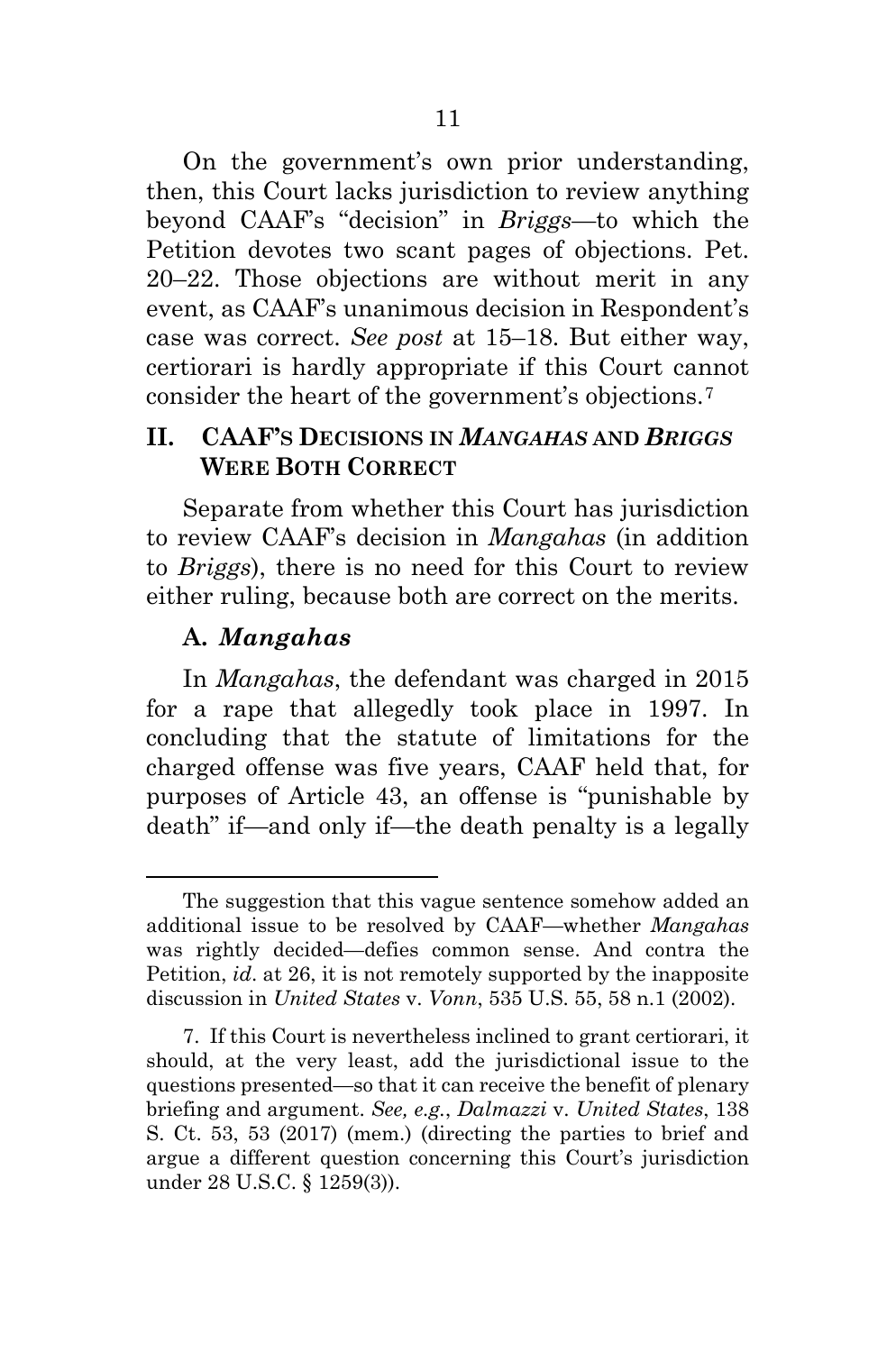On the government's own prior understanding, then, this Court lacks jurisdiction to review anything beyond CAAF's "decision" in *Briggs*—to which the Petition devotes two scant pages of objections. Pet. 20–22. Those objections are without merit in any event, as CAAF's unanimous decision in Respondent's case was correct. *See post* at 15–18. But either way, certiorari is hardly appropriate if this Court cannot consider the heart of the government's objections.[7]

## II. CAAF'S DECISIONS IN *MANGAHAS* AND *BRIGGS* WERE BOTH CORRECT

Separate from whether this Court has jurisdiction to review CAAF's decision in *Mangahas* (in addition to *Briggs*), there is no need for this Court to review either ruling, because both are correct on the merits.

### A. *Mangahas*

In *Mangahas*, the defendant was charged in 2015 for a rape that allegedly took place in 1997. In concluding that the statute of limitations for the charged offense was five years, CAAF held that, for purposes of Article 43, an offense is "punishable by death" if—and only if—the death penalty is a legally

---

The suggestion that this vague sentence somehow added an additional issue to be resolved by CAAF—whether *Mangahas* was rightly decided—defies common sense. And contra the Petition, *id*. at 26, it is not remotely supported by the inapposite discussion in *United States* v. *Vonn*, 535 U.S. 55, 58 n.1 (2002).

7. If this Court is nevertheless inclined to grant certiorari, it should, at the very least, add the jurisdictional issue to the questions presented—so that it can receive the benefit of plenary briefing and argument. *See, e.g.*, *Dalmazzi* v. *United States*, 138 S. Ct. 53, 53 (2017) (mem.) (directing the parties to brief and argue a different question concerning this Court's jurisdiction under 28 U.S.C. § 1259(3)).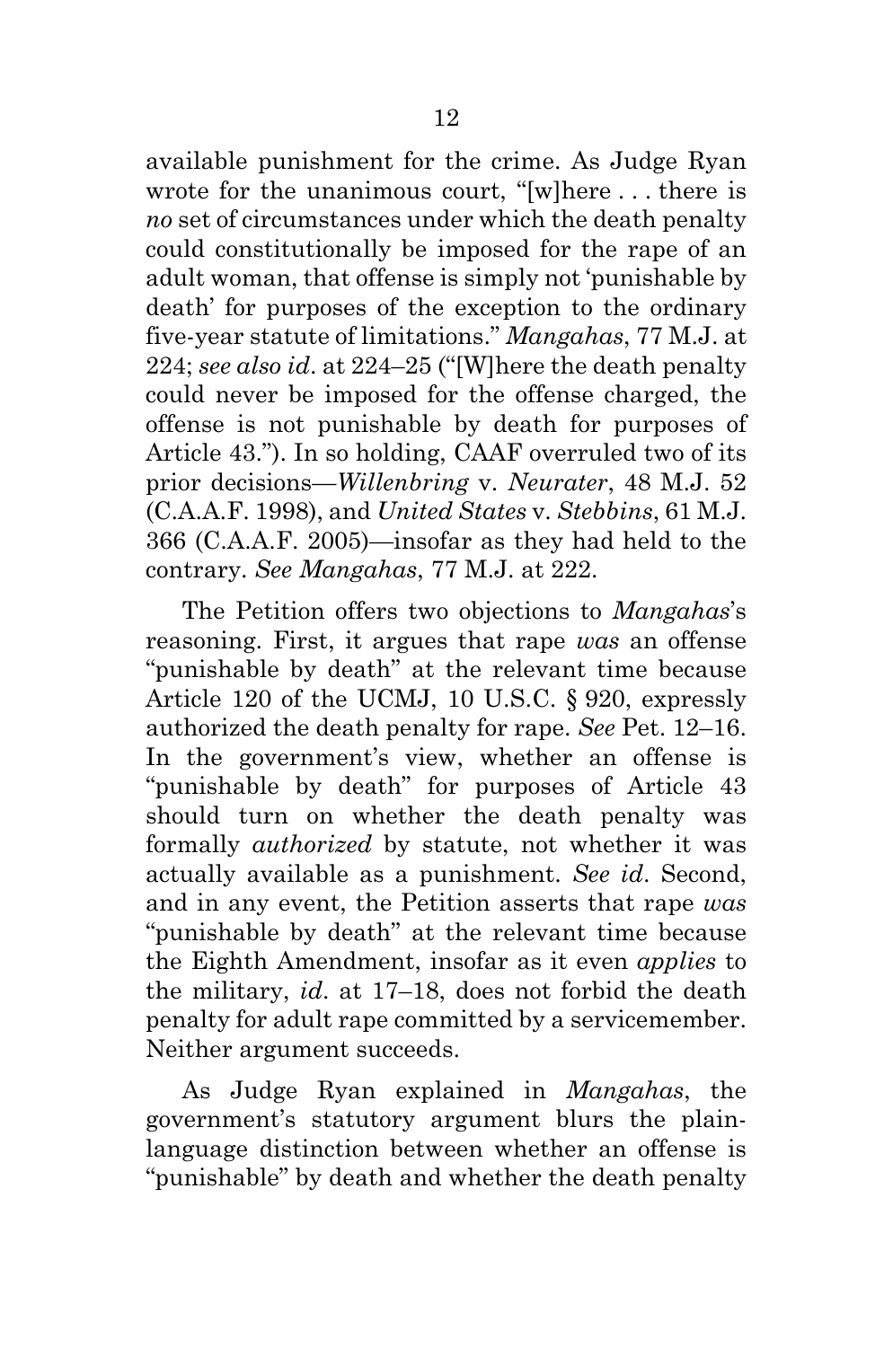available punishment for the crime. As Judge Ryan wrote for the unanimous court, "[w]here . . . there is *no* set of circumstances under which the death penalty could constitutionally be imposed for the rape of an adult woman, that offense is simply not 'punishable by death' for purposes of the exception to the ordinary five-year statute of limitations." *Mangahas*, 77 M.J. at 224; *see also id*. at 224–25 ("[W]here the death penalty could never be imposed for the offense charged, the offense is not punishable by death for purposes of Article 43."). In so holding, CAAF overruled two of its prior decisions—*Willenbring* v. *Neurater*, 48 M.J. 52 (C.A.A.F. 1998), and *United States* v. *Stebbins*, 61 M.J. 366 (C.A.A.F. 2005)—insofar as they had held to the contrary. *See Mangahas*, 77 M.J. at 222.

The Petition offers two objections to *Mangahas*'s reasoning. First, it argues that rape *was* an offense "punishable by death" at the relevant time because Article 120 of the UCMJ, 10 U.S.C. § 920, expressly authorized the death penalty for rape. *See* Pet. 12–16. In the government's view, whether an offense is "punishable by death" for purposes of Article 43 should turn on whether the death penalty was formally *authorized* by statute, not whether it was actually available as a punishment. *See id*. Second, and in any event, the Petition asserts that rape *was* "punishable by death" at the relevant time because the Eighth Amendment, insofar as it even *applies* to the military, *id*. at 17–18, does not forbid the death penalty for adult rape committed by a servicemember. Neither argument succeeds.

As Judge Ryan explained in *Mangahas*, the government's statutory argument blurs the plain-language distinction between whether an offense is "punishable" by death and whether the death penalty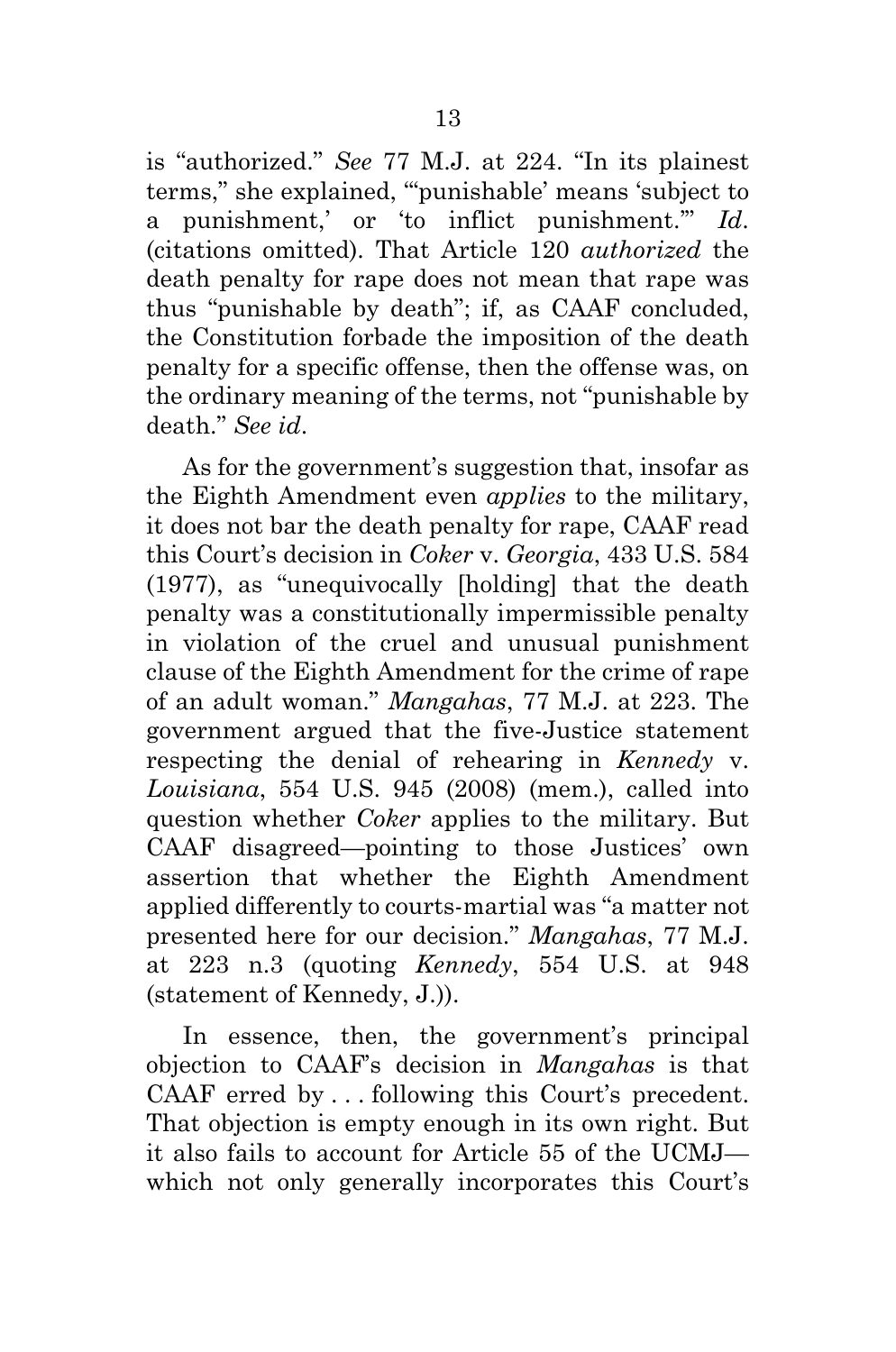is "authorized." *See* 77 M.J. at 224. "In its plainest terms," she explained, "'punishable' means 'subject to a punishment,' or 'to inflict punishment.'" *Id.* (citations omitted). That Article 120 *authorized* the death penalty for rape does not mean that rape was thus "punishable by death"; if, as CAAF concluded, the Constitution forbade the imposition of the death penalty for a specific offense, then the offense was, on the ordinary meaning of the terms, not "punishable by death." *See id.*

As for the government's suggestion that, insofar as the Eighth Amendment even *applies* to the military, it does not bar the death penalty for rape, CAAF read this Court's decision in *Coker* v. *Georgia*, 433 U.S. 584 (1977), as "unequivocally [holding] that the death penalty was a constitutionally impermissible penalty in violation of the cruel and unusual punishment clause of the Eighth Amendment for the crime of rape of an adult woman." *Mangahas*, 77 M.J. at 223. The government argued that the five-Justice statement respecting the denial of rehearing in *Kennedy* v. *Louisiana*, 554 U.S. 945 (2008) (mem.), called into question whether *Coker* applies to the military. But CAAF disagreed—pointing to those Justices' own assertion that whether the Eighth Amendment applied differently to courts-martial was "a matter not presented here for our decision." *Mangahas*, 77 M.J. at 223 n.3 (quoting *Kennedy*, 554 U.S. at 948 (statement of Kennedy, J.)).

In essence, then, the government's principal objection to CAAF's decision in *Mangahas* is that CAAF erred by . . . following this Court's precedent. That objection is empty enough in its own right. But it also fails to account for Article 55 of the UCMJ—which not only generally incorporates this Court's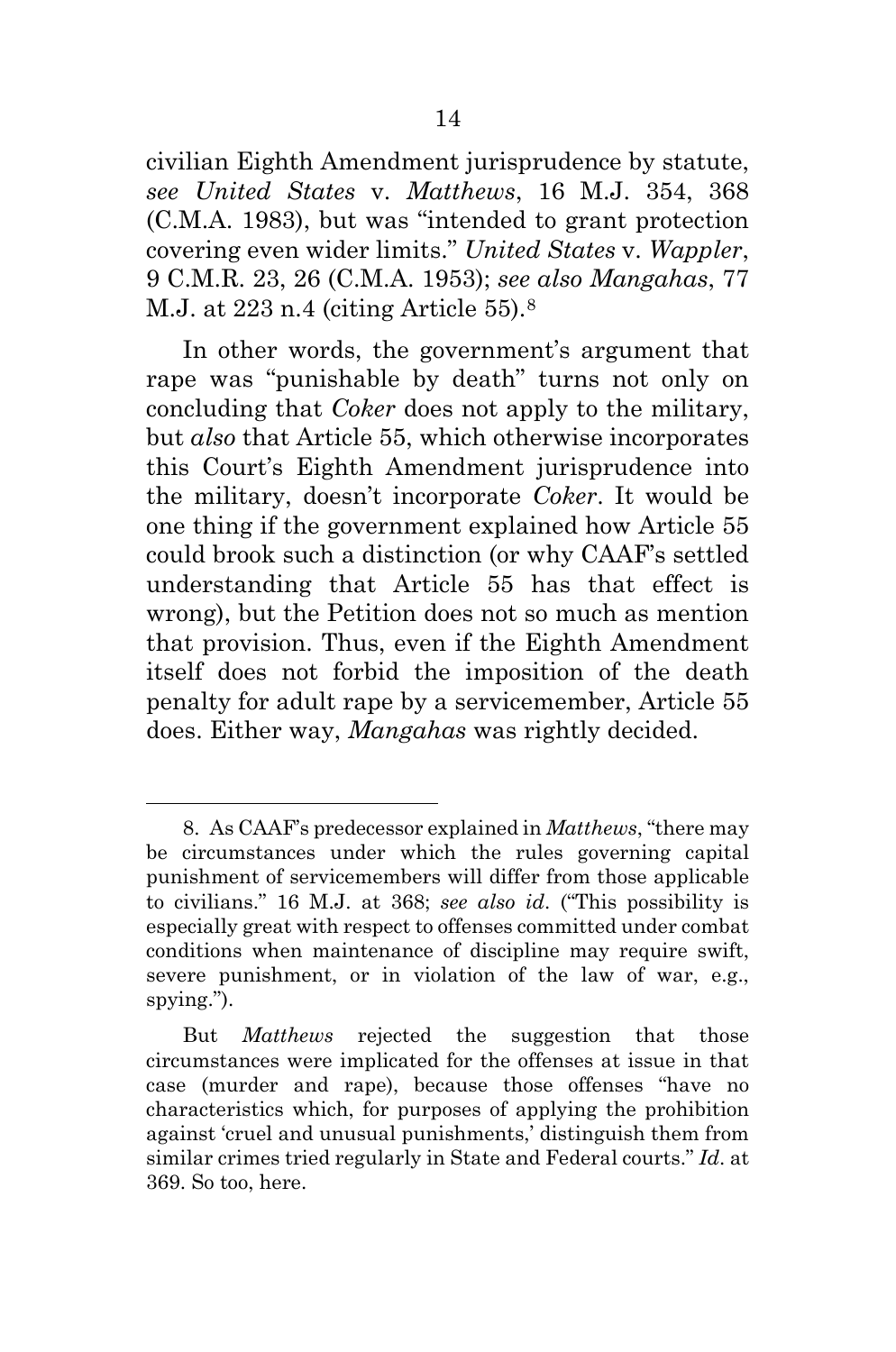civilian Eighth Amendment jurisprudence by statute, *see United States* v. *Matthews*, 16 M.J. 354, 368 (C.M.A. 1983), but was "intended to grant protection covering even wider limits." *United States* v. *Wappler*, 9 C.M.R. 23, 26 (C.M.A. 1953); *see also Mangahas*, 77 M.J. at 223 n.4 (citing Article 55).[8]

In other words, the government's argument that rape was "punishable by death" turns not only on concluding that *Coker* does not apply to the military, but *also* that Article 55, which otherwise incorporates this Court's Eighth Amendment jurisprudence into the military, doesn't incorporate *Coker*. It would be one thing if the government explained how Article 55 could brook such a distinction (or why CAAF's settled understanding that Article 55 has that effect is wrong), but the Petition does not so much as mention that provision. Thus, even if the Eighth Amendment itself does not forbid the imposition of the death penalty for adult rape by a servicemember, Article 55 does. Either way, *Mangahas* was rightly decided.

---

8. As CAAF's predecessor explained in *Matthews*, "there may be circumstances under which the rules governing capital punishment of servicemembers will differ from those applicable to civilians." 16 M.J. at 368; *see also id*. ("This possibility is especially great with respect to offenses committed under combat conditions when maintenance of discipline may require swift, severe punishment, or in violation of the law of war, e.g., spying.").

But *Matthews* rejected the suggestion that those circumstances were implicated for the offenses at issue in that case (murder and rape), because those offenses "have no characteristics which, for purposes of applying the prohibition against 'cruel and unusual punishments,' distinguish them from similar crimes tried regularly in State and Federal courts." *Id*. at 369. So too, here.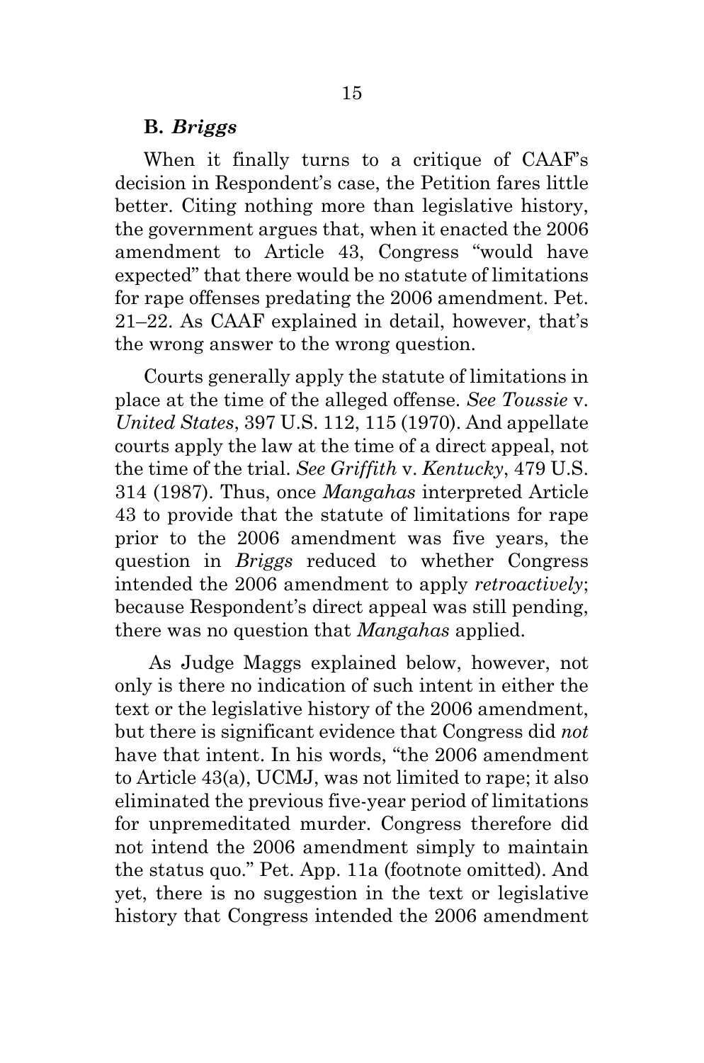### B. *Briggs*

When it finally turns to a critique of CAAF's decision in Respondent's case, the Petition fares little better. Citing nothing more than legislative history, the government argues that, when it enacted the 2006 amendment to Article 43, Congress "would have expected" that there would be no statute of limitations for rape offenses predating the 2006 amendment. Pet. 21–22. As CAAF explained in detail, however, that's the wrong answer to the wrong question.

Courts generally apply the statute of limitations in place at the time of the alleged offense. *See Toussie* v. *United States*, 397 U.S. 112, 115 (1970). And appellate courts apply the law at the time of a direct appeal, not the time of the trial. *See Griffith* v. *Kentucky*, 479 U.S. 314 (1987). Thus, once *Mangahas* interpreted Article 43 to provide that the statute of limitations for rape prior to the 2006 amendment was five years, the question in *Briggs* reduced to whether Congress intended the 2006 amendment to apply *retroactively*; because Respondent's direct appeal was still pending, there was no question that *Mangahas* applied.

As Judge Maggs explained below, however, not only is there no indication of such intent in either the text or the legislative history of the 2006 amendment, but there is significant evidence that Congress did *not* have that intent. In his words, "the 2006 amendment to Article 43(a), UCMJ, was not limited to rape; it also eliminated the previous five-year period of limitations for unpremeditated murder. Congress therefore did not intend the 2006 amendment simply to maintain the status quo." Pet. App. 11a (footnote omitted). And yet, there is no suggestion in the text or legislative history that Congress intended the 2006 amendment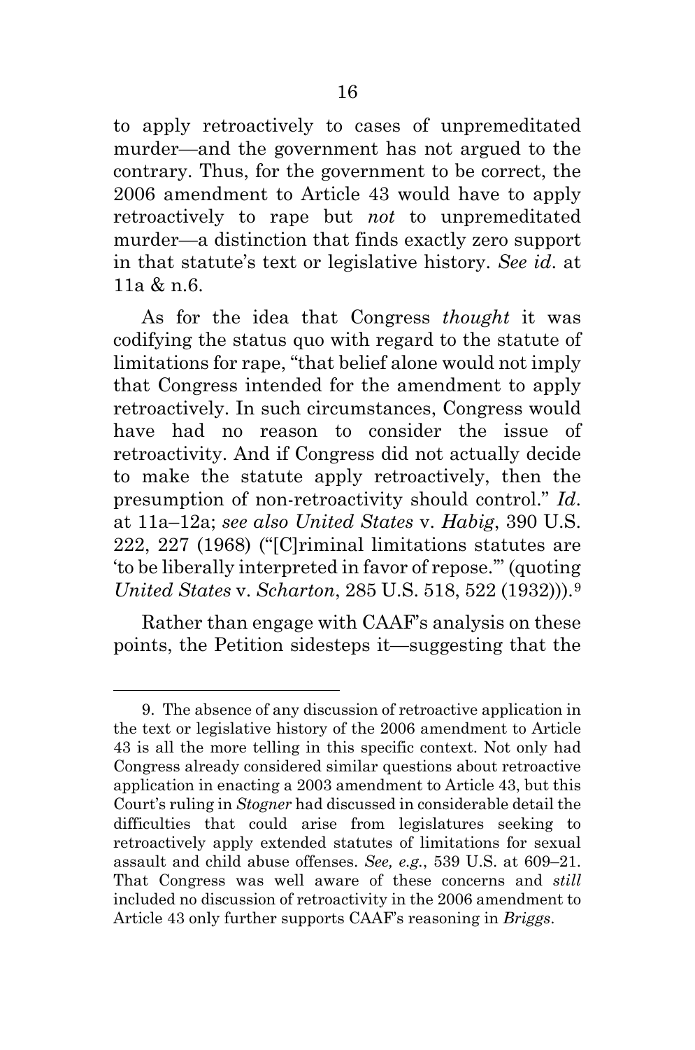to apply retroactively to cases of unpremeditated murder—and the government has not argued to the contrary. Thus, for the government to be correct, the 2006 amendment to Article 43 would have to apply retroactively to rape but *not* to unpremeditated murder—a distinction that finds exactly zero support in that statute's text or legislative history. *See id.* at 11a & n.6.

As for the idea that Congress *thought* it was codifying the status quo with regard to the statute of limitations for rape, "that belief alone would not imply that Congress intended for the amendment to apply retroactively. In such circumstances, Congress would have had no reason to consider the issue of retroactivity. And if Congress did not actually decide to make the statute apply retroactively, then the presumption of non-retroactivity should control." *Id.* at 11a–12a; *see also United States* v. *Habig*, 390 U.S. 222, 227 (1968) ("[C]riminal limitations statutes are 'to be liberally interpreted in favor of repose.'" (quoting *United States* v. *Scharton*, 285 U.S. 518, 522 (1932))).[9]

Rather than engage with CAAF's analysis on these points, the Petition sidesteps it—suggesting that the

---

9. The absence of any discussion of retroactive application in the text or legislative history of the 2006 amendment to Article 43 is all the more telling in this specific context. Not only had Congress already considered similar questions about retroactive application in enacting a 2003 amendment to Article 43, but this Court's ruling in *Stogner* had discussed in considerable detail the difficulties that could arise from legislatures seeking to retroactively apply extended statutes of limitations for sexual assault and child abuse offenses. *See, e.g.*, 539 U.S. at 609–21. That Congress was well aware of these concerns and *still* included no discussion of retroactivity in the 2006 amendment to Article 43 only further supports CAAF's reasoning in *Briggs*.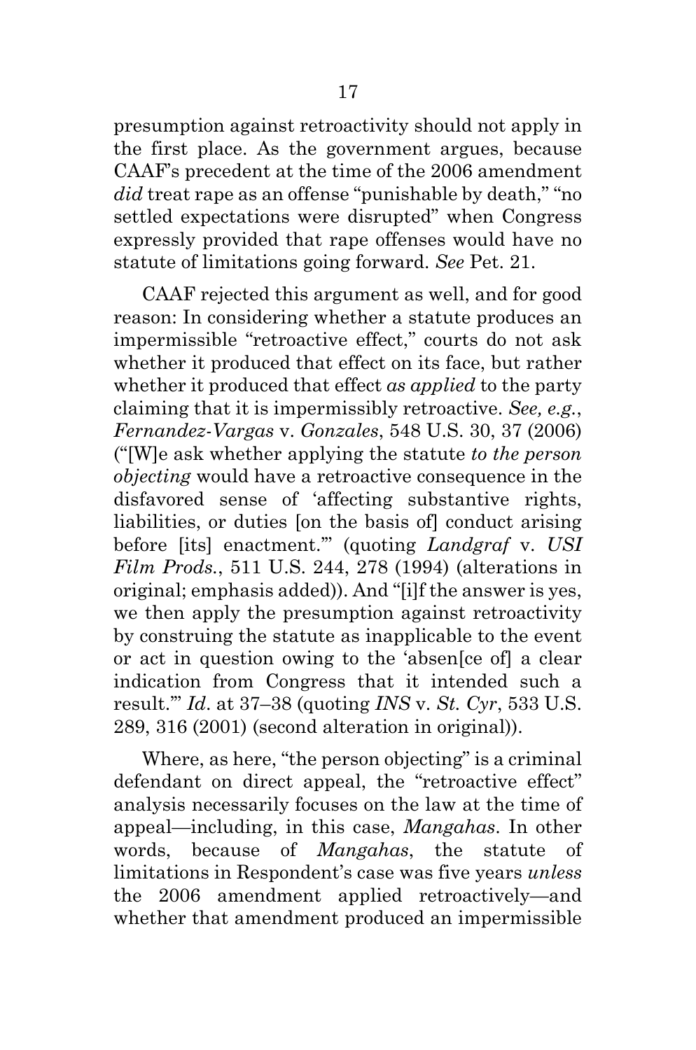presumption against retroactivity should not apply in the first place. As the government argues, because CAAF's precedent at the time of the 2006 amendment *did* treat rape as an offense "punishable by death," "no settled expectations were disrupted" when Congress expressly provided that rape offenses would have no statute of limitations going forward. *See* Pet. 21.

CAAF rejected this argument as well, and for good reason: In considering whether a statute produces an impermissible "retroactive effect," courts do not ask whether it produced that effect on its face, but rather whether it produced that effect *as applied* to the party claiming that it is impermissibly retroactive. *See, e.g.*, *Fernandez-Vargas* v. *Gonzales*, 548 U.S. 30, 37 (2006) ("[W]e ask whether applying the statute *to the person objecting* would have a retroactive consequence in the disfavored sense of 'affecting substantive rights, liabilities, or duties [on the basis of] conduct arising before [its] enactment.'" (quoting *Landgraf* v. *USI Film Prods.*, 511 U.S. 244, 278 (1994) (alterations in original; emphasis added)). And "[i]f the answer is yes, we then apply the presumption against retroactivity by construing the statute as inapplicable to the event or act in question owing to the 'absen[ce of] a clear indication from Congress that it intended such a result.'" *Id*. at 37–38 (quoting *INS* v. *St. Cyr*, 533 U.S. 289, 316 (2001) (second alteration in original)).

Where, as here, "the person objecting" is a criminal defendant on direct appeal, the "retroactive effect" analysis necessarily focuses on the law at the time of appeal—including, in this case, *Mangahas*. In other words, because of *Mangahas*, the statute of limitations in Respondent's case was five years *unless* the 2006 amendment applied retroactively—and whether that amendment produced an impermissible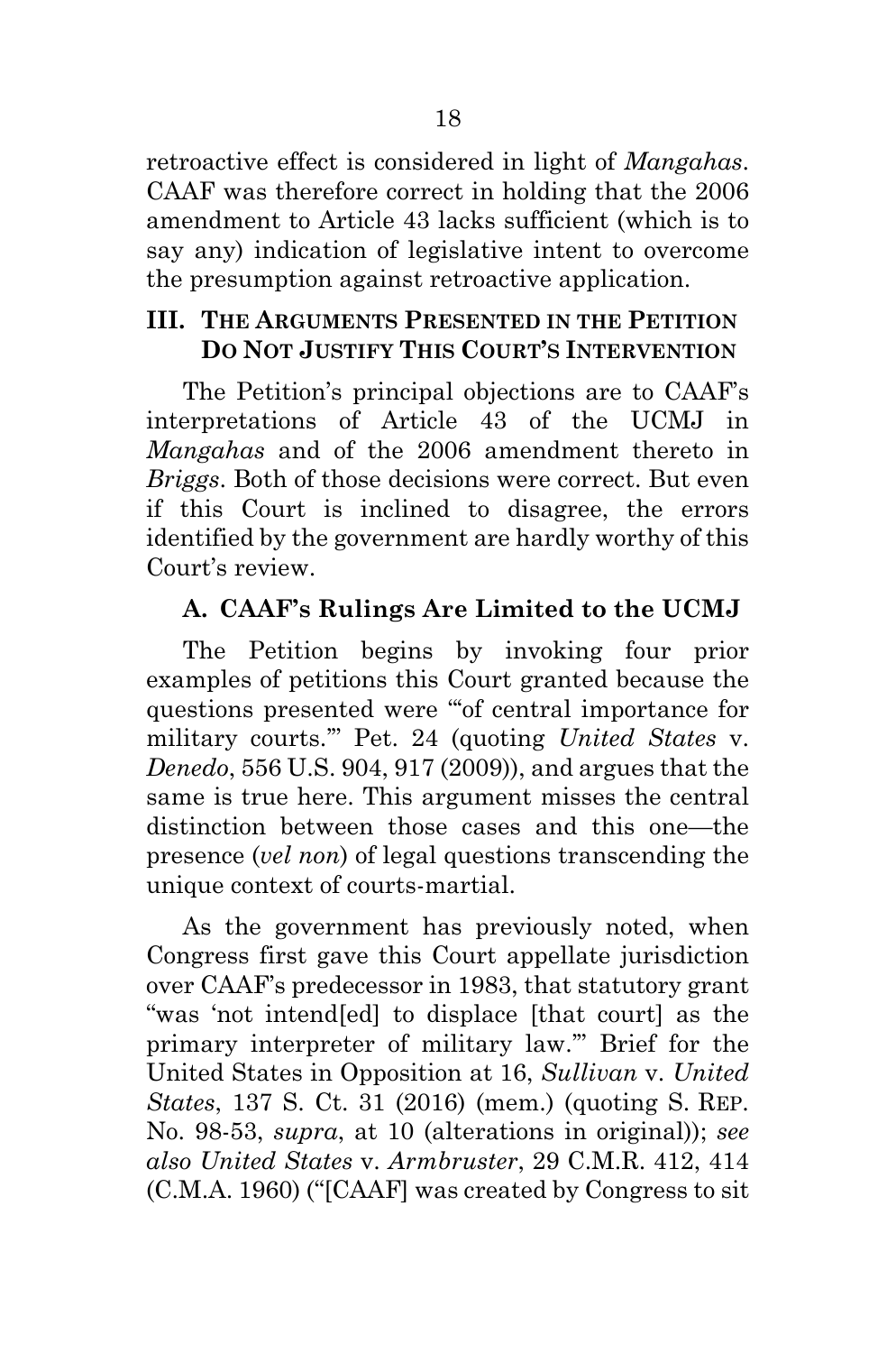retroactive effect is considered in light of *Mangahas*. CAAF was therefore correct in holding that the 2006 amendment to Article 43 lacks sufficient (which is to say any) indication of legislative intent to overcome the presumption against retroactive application.

## III. THE ARGUMENTS PRESENTED IN THE PETITION DO NOT JUSTIFY THIS COURT'S INTERVENTION

The Petition's principal objections are to CAAF's interpretations of Article 43 of the UCMJ in *Mangahas* and of the 2006 amendment thereto in *Briggs*. Both of those decisions were correct. But even if this Court is inclined to disagree, the errors identified by the government are hardly worthy of this Court's review.

### A. CAAF's Rulings Are Limited to the UCMJ

The Petition begins by invoking four prior examples of petitions this Court granted because the questions presented were "'of central importance for military courts.'" Pet. 24 (quoting *United States* v. *Denedo*, 556 U.S. 904, 917 (2009)), and argues that the same is true here. This argument misses the central distinction between those cases and this one—the presence (*vel non*) of legal questions transcending the unique context of courts-martial.

As the government has previously noted, when Congress first gave this Court appellate jurisdiction over CAAF's predecessor in 1983, that statutory grant "was 'not intend[ed] to displace [that court] as the primary interpreter of military law.'" Brief for the United States in Opposition at 16, *Sullivan* v. *United States*, 137 S. Ct. 31 (2016) (mem.) (quoting S. REP. No. 98-53, *supra*, at 10 (alterations in original)); *see also United States* v. *Armbruster*, 29 C.M.R. 412, 414 (C.M.A. 1960) ("[CAAF] was created by Congress to sit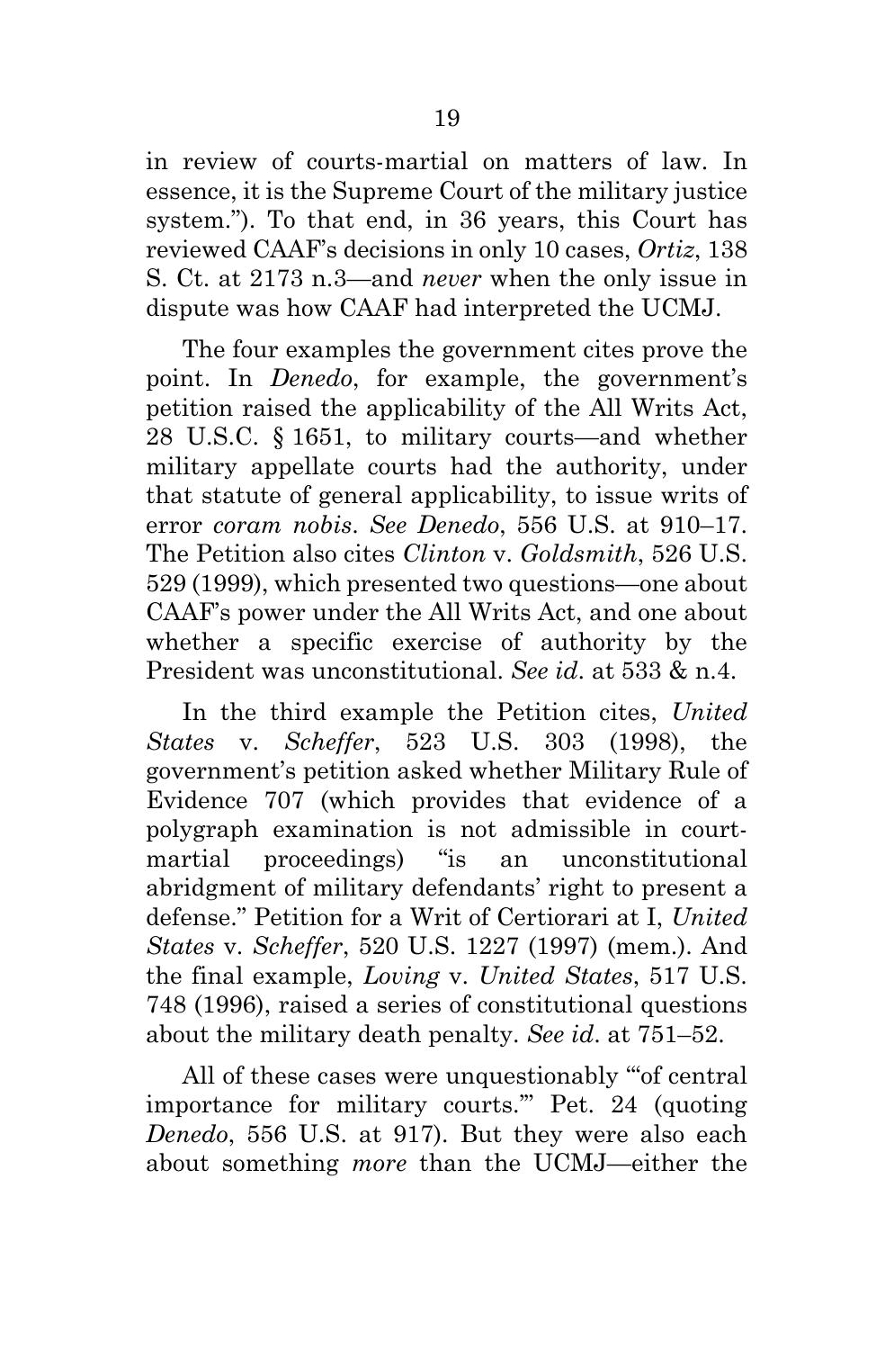in review of courts-martial on matters of law. In essence, it is the Supreme Court of the military justice system."). To that end, in 36 years, this Court has reviewed CAAF's decisions in only 10 cases, *Ortiz*, 138 S. Ct. at 2173 n.3—and *never* when the only issue in dispute was how CAAF had interpreted the UCMJ.

The four examples the government cites prove the point. In *Denedo*, for example, the government's petition raised the applicability of the All Writs Act, 28 U.S.C. § 1651, to military courts—and whether military appellate courts had the authority, under that statute of general applicability, to issue writs of error *coram nobis*. *See Denedo*, 556 U.S. at 910–17. The Petition also cites *Clinton* v. *Goldsmith*, 526 U.S. 529 (1999), which presented two questions—one about CAAF's power under the All Writs Act, and one about whether a specific exercise of authority by the President was unconstitutional. *See id*. at 533 & n.4.

In the third example the Petition cites, *United States* v. *Scheffer*, 523 U.S. 303 (1998), the government's petition asked whether Military Rule of Evidence 707 (which provides that evidence of a polygraph examination is not admissible in court-martial proceedings) "is an unconstitutional abridgment of military defendants' right to present a defense." Petition for a Writ of Certiorari at I, *United States* v. *Scheffer*, 520 U.S. 1227 (1997) (mem.). And the final example, *Loving* v. *United States*, 517 U.S. 748 (1996), raised a series of constitutional questions about the military death penalty. *See id*. at 751–52.

All of these cases were unquestionably "'of central importance for military courts.'" Pet. 24 (quoting *Denedo*, 556 U.S. at 917). But they were also each about something *more* than the UCMJ—either the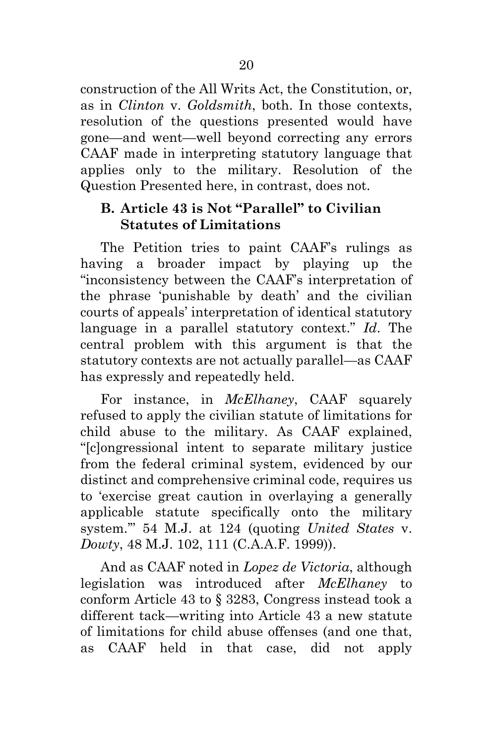construction of the All Writs Act, the Constitution, or, as in *Clinton* v. *Goldsmith*, both. In those contexts, resolution of the questions presented would have gone—and went—well beyond correcting any errors CAAF made in interpreting statutory language that applies only to the military. Resolution of the Question Presented here, in contrast, does not.

### B. Article 43 is Not "Parallel" to Civilian Statutes of Limitations

The Petition tries to paint CAAF's rulings as having a broader impact by playing up the "inconsistency between the CAAF's interpretation of the phrase 'punishable by death' and the civilian courts of appeals' interpretation of identical statutory language in a parallel statutory context." *Id*. The central problem with this argument is that the statutory contexts are not actually parallel—as CAAF has expressly and repeatedly held.

For instance, in *McElhaney*, CAAF squarely refused to apply the civilian statute of limitations for child abuse to the military. As CAAF explained, "[c]ongressional intent to separate military justice from the federal criminal system, evidenced by our distinct and comprehensive criminal code, requires us to 'exercise great caution in overlaying a generally applicable statute specifically onto the military system.'" 54 M.J. at 124 (quoting *United States* v. *Dowty*, 48 M.J. 102, 111 (C.A.A.F. 1999)).

And as CAAF noted in *Lopez de Victoria*, although legislation was introduced after *McElhaney* to conform Article 43 to § 3283, Congress instead took a different tack—writing into Article 43 a new statute of limitations for child abuse offenses (and one that, as CAAF held in that case, did not apply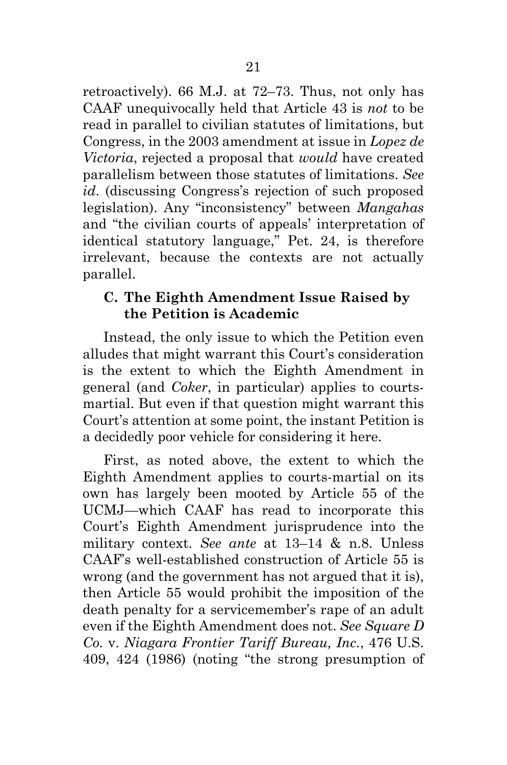retroactively). 66 M.J. at 72–73. Thus, not only has CAAF unequivocally held that Article 43 is *not* to be read in parallel to civilian statutes of limitations, but Congress, in the 2003 amendment at issue in *Lopez de Victoria*, rejected a proposal that *would* have created parallelism between those statutes of limitations. *See id*. (discussing Congress's rejection of such proposed legislation). Any "inconsistency" between *Mangahas* and "the civilian courts of appeals' interpretation of identical statutory language," Pet. 24, is therefore irrelevant, because the contexts are not actually parallel.

### C. The Eighth Amendment Issue Raised by the Petition is Academic

Instead, the only issue to which the Petition even alludes that might warrant this Court's consideration is the extent to which the Eighth Amendment in general (and *Coker*, in particular) applies to courts-martial. But even if that question might warrant this Court's attention at some point, the instant Petition is a decidedly poor vehicle for considering it here.

First, as noted above, the extent to which the Eighth Amendment applies to courts-martial on its own has largely been mooted by Article 55 of the UCMJ—which CAAF has read to incorporate this Court's Eighth Amendment jurisprudence into the military context. *See ante* at 13–14 & n.8. Unless CAAF's well-established construction of Article 55 is wrong (and the government has not argued that it is), then Article 55 would prohibit the imposition of the death penalty for a servicemember's rape of an adult even if the Eighth Amendment does not. *See Square D Co.* v. *Niagara Frontier Tariff Bureau, Inc.*, 476 U.S. 409, 424 (1986) (noting "the strong presumption of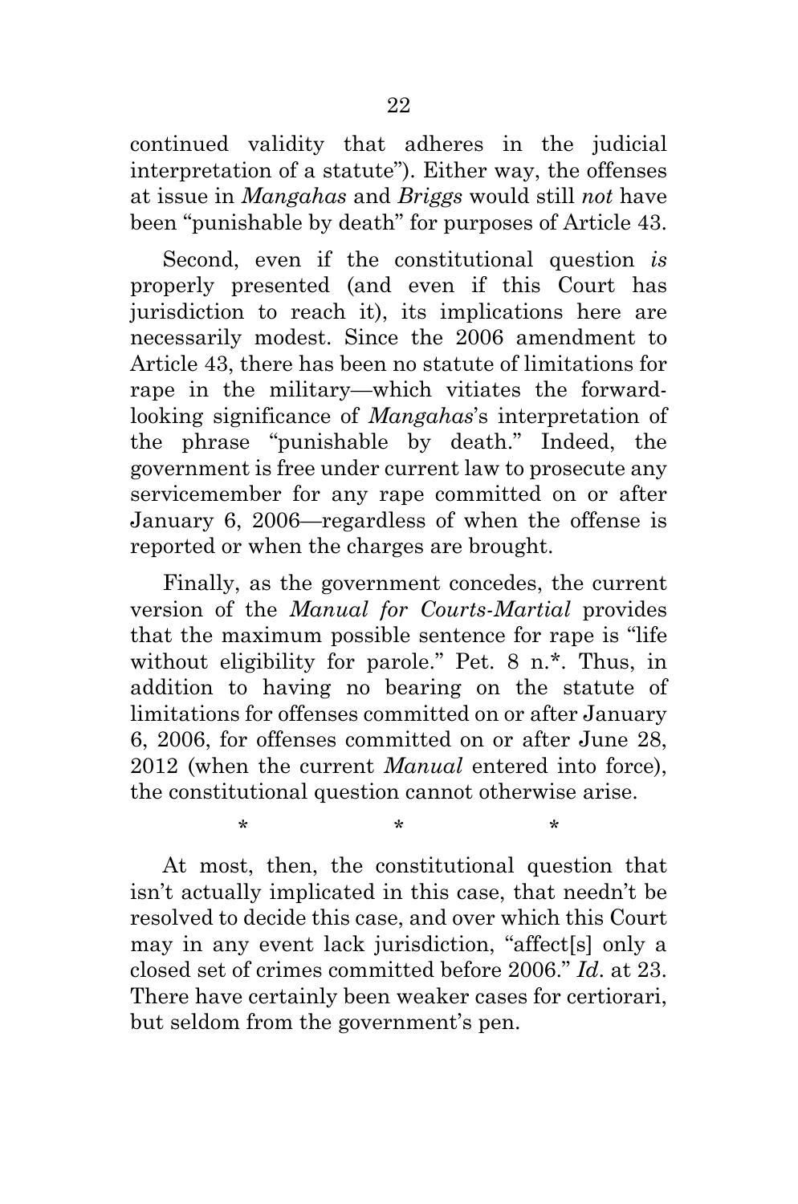continued validity that adheres in the judicial interpretation of a statute"). Either way, the offenses at issue in *Mangahas* and *Briggs* would still *not* have been "punishable by death" for purposes of Article 43.

Second, even if the constitutional question *is* properly presented (and even if this Court has jurisdiction to reach it), its implications here are necessarily modest. Since the 2006 amendment to Article 43, there has been no statute of limitations for rape in the military—which vitiates the forward-looking significance of *Mangahas*'s interpretation of the phrase "punishable by death." Indeed, the government is free under current law to prosecute any servicemember for any rape committed on or after January 6, 2006—regardless of when the offense is reported or when the charges are brought.

Finally, as the government concedes, the current version of the *Manual for Courts-Martial* provides that the maximum possible sentence for rape is "life without eligibility for parole." Pet. 8 n.*. Thus, in addition to having no bearing on the statute of limitations for offenses committed on or after January 6, 2006, for offenses committed on or after June 28, 2012 (when the current *Manual* entered into force), the constitutional question cannot otherwise arise.

\*   \*   \*

At most, then, the constitutional question that isn't actually implicated in this case, that needn't be resolved to decide this case, and over which this Court may in any event lack jurisdiction, "affect[s] only a closed set of crimes committed before 2006." *Id*. at 23. There have certainly been weaker cases for certiorari, but seldom from the government's pen.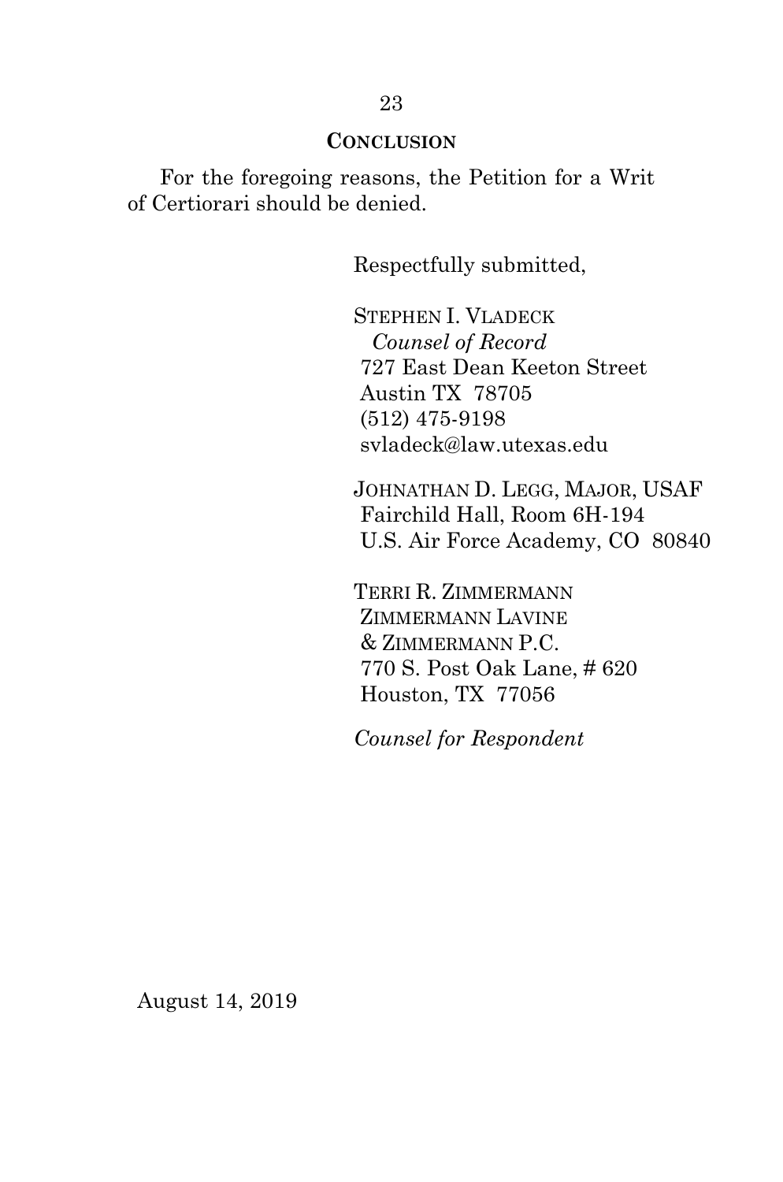## CONCLUSION

For the foregoing reasons, the Petition for a Writ of Certiorari should be denied.

Respectfully submitted,

STEPHEN I. VLADECK
*Counsel of Record*
727 East Dean Keeton Street
Austin TX 78705
(512) 475-9198
svladeck@law.utexas.edu

JOHNATHAN D. LEGG, MAJOR, USAF
Fairchild Hall, Room 6H-194
U.S. Air Force Academy, CO 80840

TERRI R. ZIMMERMANN
ZIMMERMANN LAVINE
& ZIMMERMANN P.C.
770 S. Post Oak Lane, # 620
Houston, TX 77056

*Counsel for Respondent*

August 14, 2019